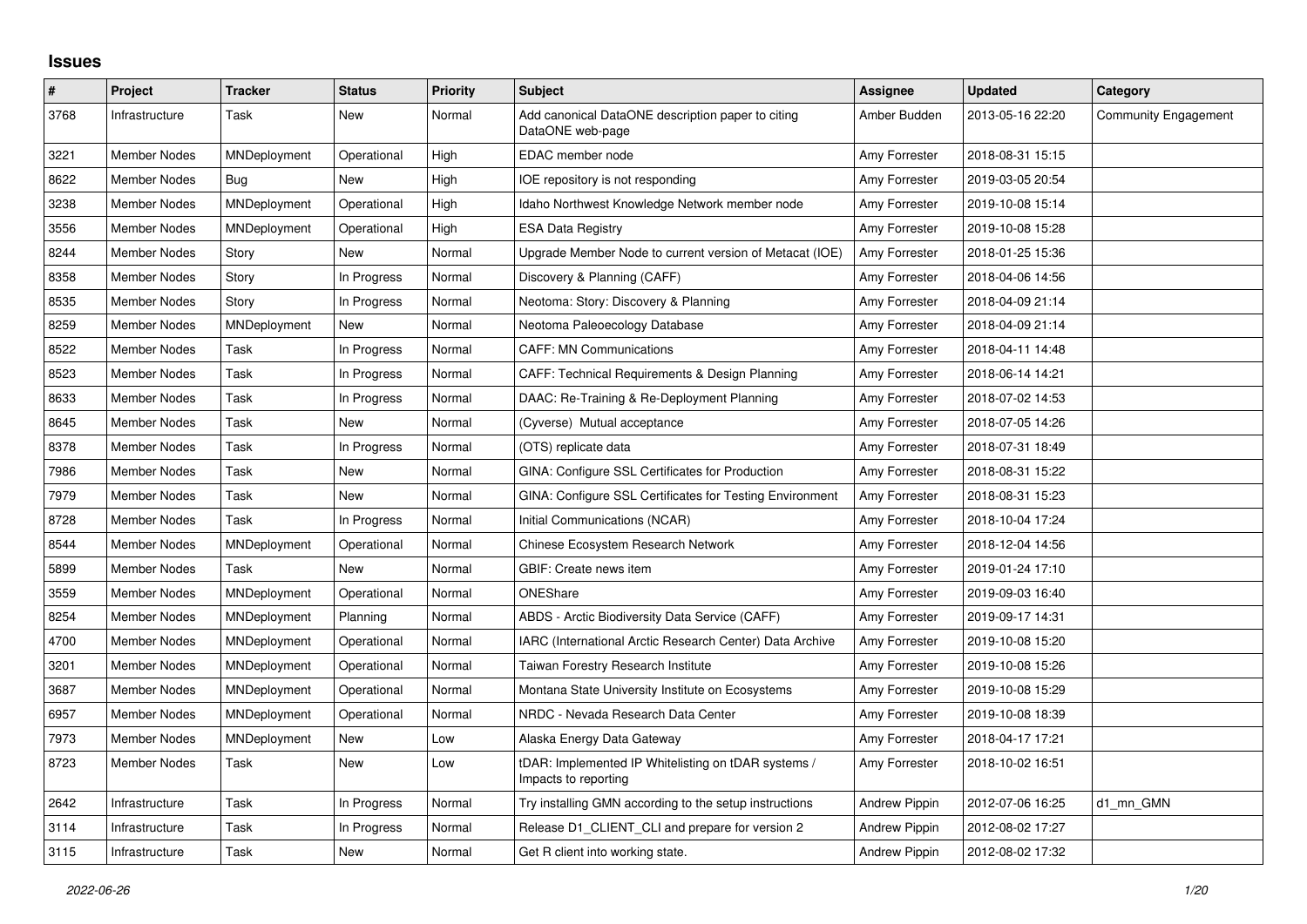# Issues

| # | Project | Tracker | Status | Priority | Subject | Assignee | Updated | Category |
|---|---|---|---|---|---|---|---|---|
| 3768 | Infrastructure | Task | New | Normal | Add canonical DataONE description paper to citing DataONE web-page | Amber Budden | 2013-05-16 22:20 | Community Engagement |
| 3221 | Member Nodes | MNDeployment | Operational | High | EDAC member node | Amy Forrester | 2018-08-31 15:15 | |
| 8622 | Member Nodes | Bug | New | High | IOE repository is not responding | Amy Forrester | 2019-03-05 20:54 | |
| 3238 | Member Nodes | MNDeployment | Operational | High | Idaho Northwest Knowledge Network member node | Amy Forrester | 2019-10-08 15:14 | |
| 3556 | Member Nodes | MNDeployment | Operational | High | ESA Data Registry | Amy Forrester | 2019-10-08 15:28 | |
| 8244 | Member Nodes | Story | New | Normal | Upgrade Member Node to current version of Metacat (IOE) | Amy Forrester | 2018-01-25 15:36 | |
| 8358 | Member Nodes | Story | In Progress | Normal | Discovery & Planning (CAFF) | Amy Forrester | 2018-04-06 14:56 | |
| 8535 | Member Nodes | Story | In Progress | Normal | Neotoma: Story: Discovery & Planning | Amy Forrester | 2018-04-09 21:14 | |
| 8259 | Member Nodes | MNDeployment | New | Normal | Neotoma Paleoecology Database | Amy Forrester | 2018-04-09 21:14 | |
| 8522 | Member Nodes | Task | In Progress | Normal | CAFF: MN Communications | Amy Forrester | 2018-04-11 14:48 | |
| 8523 | Member Nodes | Task | In Progress | Normal | CAFF: Technical Requirements & Design Planning | Amy Forrester | 2018-06-14 14:21 | |
| 8633 | Member Nodes | Task | In Progress | Normal | DAAC: Re-Training & Re-Deployment Planning | Amy Forrester | 2018-07-02 14:53 | |
| 8645 | Member Nodes | Task | New | Normal | (Cyverse) Mutual acceptance | Amy Forrester | 2018-07-05 14:26 | |
| 8378 | Member Nodes | Task | In Progress | Normal | (OTS) replicate data | Amy Forrester | 2018-07-31 18:49 | |
| 7986 | Member Nodes | Task | New | Normal | GINA: Configure SSL Certificates for Production | Amy Forrester | 2018-08-31 15:22 | |
| 7979 | Member Nodes | Task | New | Normal | GINA: Configure SSL Certificates for Testing Environment | Amy Forrester | 2018-08-31 15:23 | |
| 8728 | Member Nodes | Task | In Progress | Normal | Initial Communications (NCAR) | Amy Forrester | 2018-10-04 17:24 | |
| 8544 | Member Nodes | MNDeployment | Operational | Normal | Chinese Ecosystem Research Network | Amy Forrester | 2018-12-04 14:56 | |
| 5899 | Member Nodes | Task | New | Normal | GBIF: Create news item | Amy Forrester | 2019-01-24 17:10 | |
| 3559 | Member Nodes | MNDeployment | Operational | Normal | ONEShare | Amy Forrester | 2019-09-03 16:40 | |
| 8254 | Member Nodes | MNDeployment | Planning | Normal | ABDS - Arctic Biodiversity Data Service (CAFF) | Amy Forrester | 2019-09-17 14:31 | |
| 4700 | Member Nodes | MNDeployment | Operational | Normal | IARC (International Arctic Research Center) Data Archive | Amy Forrester | 2019-10-08 15:20 | |
| 3201 | Member Nodes | MNDeployment | Operational | Normal | Taiwan Forestry Research Institute | Amy Forrester | 2019-10-08 15:26 | |
| 3687 | Member Nodes | MNDeployment | Operational | Normal | Montana State University Institute on Ecosystems | Amy Forrester | 2019-10-08 15:29 | |
| 6957 | Member Nodes | MNDeployment | Operational | Normal | NRDC - Nevada Research Data Center | Amy Forrester | 2019-10-08 18:39 | |
| 7973 | Member Nodes | MNDeployment | New | Low | Alaska Energy Data Gateway | Amy Forrester | 2018-04-17 17:21 | |
| 8723 | Member Nodes | Task | New | Low | tDAR: Implemented IP Whitelisting on tDAR systems / Impacts to reporting | Amy Forrester | 2018-10-02 16:51 | |
| 2642 | Infrastructure | Task | In Progress | Normal | Try installing GMN according to the setup instructions | Andrew Pippin | 2012-07-06 16:25 | d1_mn_GMN |
| 3114 | Infrastructure | Task | In Progress | Normal | Release D1_CLIENT_CLI and prepare for version 2 | Andrew Pippin | 2012-08-02 17:27 | |
| 3115 | Infrastructure | Task | New | Normal | Get R client into working state. | Andrew Pippin | 2012-08-02 17:32 | |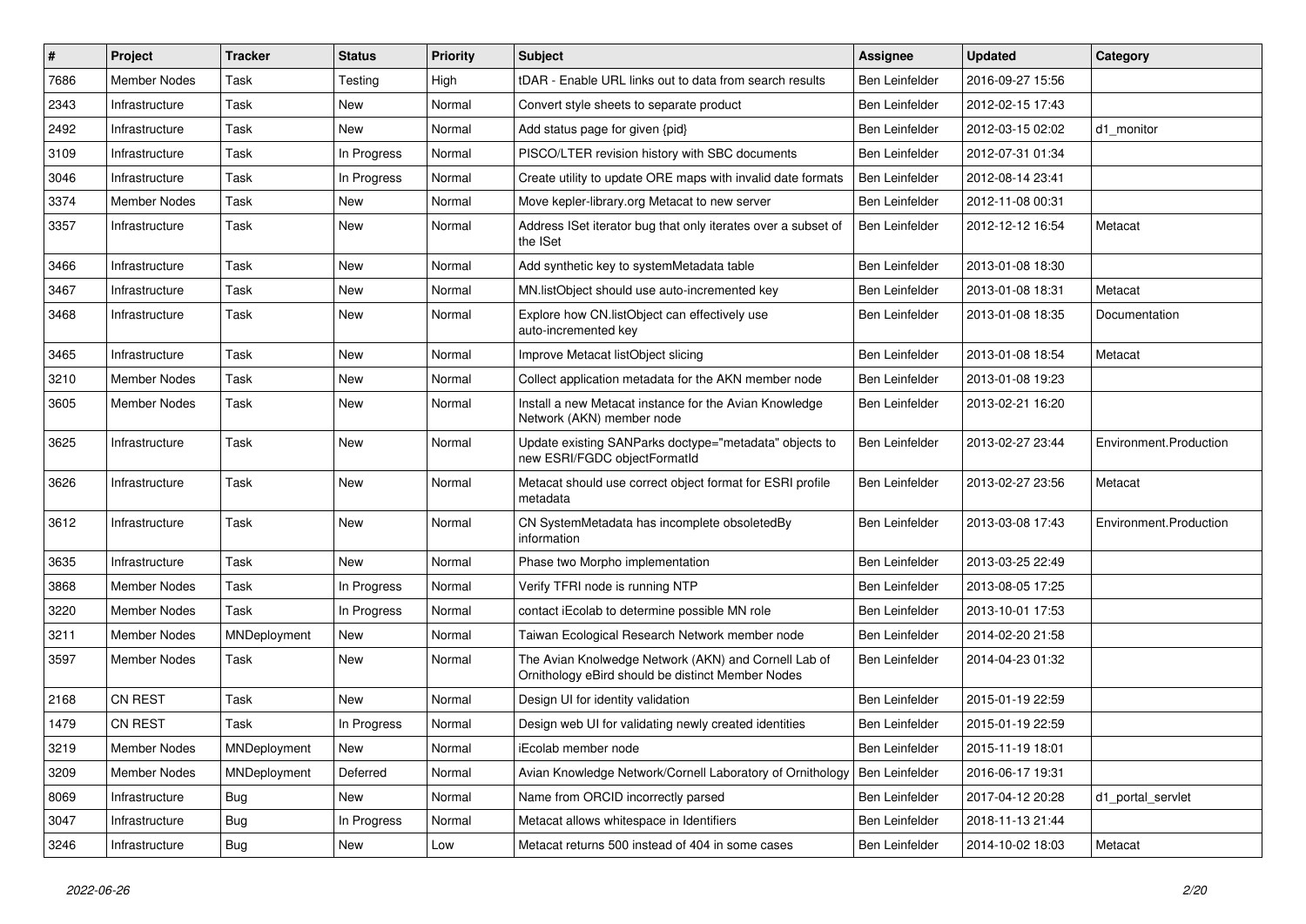| # | Project | Tracker | Status | Priority | Subject | Assignee | Updated | Category |
|---|---|---|---|---|---|---|---|---|
| 7686 | Member Nodes | Task | Testing | High | tDAR - Enable URL links out to data from search results | Ben Leinfelder | 2016-09-27 15:56 | |
| 2343 | Infrastructure | Task | New | Normal | Convert style sheets to separate product | Ben Leinfelder | 2012-02-15 17:43 | |
| 2492 | Infrastructure | Task | New | Normal | Add status page for given {pid} | Ben Leinfelder | 2012-03-15 02:02 | d1_monitor |
| 3109 | Infrastructure | Task | In Progress | Normal | PISCO/LTER revision history with SBC documents | Ben Leinfelder | 2012-07-31 01:34 | |
| 3046 | Infrastructure | Task | In Progress | Normal | Create utility to update ORE maps with invalid date formats | Ben Leinfelder | 2012-08-14 23:41 | |
| 3374 | Member Nodes | Task | New | Normal | Move kepler-library.org Metacat to new server | Ben Leinfelder | 2012-11-08 00:31 | |
| 3357 | Infrastructure | Task | New | Normal | Address ISet iterator bug that only iterates over a subset of the ISet | Ben Leinfelder | 2012-12-12 16:54 | Metacat |
| 3466 | Infrastructure | Task | New | Normal | Add synthetic key to systemMetadata table | Ben Leinfelder | 2013-01-08 18:30 | |
| 3467 | Infrastructure | Task | New | Normal | MN.listObject should use auto-incremented key | Ben Leinfelder | 2013-01-08 18:31 | Metacat |
| 3468 | Infrastructure | Task | New | Normal | Explore how CN.listObject can effectively use auto-incremented key | Ben Leinfelder | 2013-01-08 18:35 | Documentation |
| 3465 | Infrastructure | Task | New | Normal | Improve Metacat listObject slicing | Ben Leinfelder | 2013-01-08 18:54 | Metacat |
| 3210 | Member Nodes | Task | New | Normal | Collect application metadata for the AKN member node | Ben Leinfelder | 2013-01-08 19:23 | |
| 3605 | Member Nodes | Task | New | Normal | Install a new Metacat instance for the Avian Knowledge Network (AKN) member node | Ben Leinfelder | 2013-02-21 16:20 | |
| 3625 | Infrastructure | Task | New | Normal | Update existing SANParks doctype="metadata" objects to new ESRI/FGDC objectFormatId | Ben Leinfelder | 2013-02-27 23:44 | Environment.Production |
| 3626 | Infrastructure | Task | New | Normal | Metacat should use correct object format for ESRI profile metadata | Ben Leinfelder | 2013-02-27 23:56 | Metacat |
| 3612 | Infrastructure | Task | New | Normal | CN SystemMetadata has incomplete obsoletedBy information | Ben Leinfelder | 2013-03-08 17:43 | Environment.Production |
| 3635 | Infrastructure | Task | New | Normal | Phase two Morpho implementation | Ben Leinfelder | 2013-03-25 22:49 | |
| 3868 | Member Nodes | Task | In Progress | Normal | Verify TFRI node is running NTP | Ben Leinfelder | 2013-08-05 17:25 | |
| 3220 | Member Nodes | Task | In Progress | Normal | contact iEcolab to determine possible MN role | Ben Leinfelder | 2013-10-01 17:53 | |
| 3211 | Member Nodes | MNDeployment | New | Normal | Taiwan Ecological Research Network member node | Ben Leinfelder | 2014-02-20 21:58 | |
| 3597 | Member Nodes | Task | New | Normal | The Avian Knolwedge Network (AKN) and Cornell Lab of Ornithology eBird should be distinct Member Nodes | Ben Leinfelder | 2014-04-23 01:32 | |
| 2168 | CN REST | Task | New | Normal | Design UI for identity validation | Ben Leinfelder | 2015-01-19 22:59 | |
| 1479 | CN REST | Task | In Progress | Normal | Design web UI for validating newly created identities | Ben Leinfelder | 2015-01-19 22:59 | |
| 3219 | Member Nodes | MNDeployment | New | Normal | iEcolab member node | Ben Leinfelder | 2015-11-19 18:01 | |
| 3209 | Member Nodes | MNDeployment | Deferred | Normal | Avian Knowledge Network/Cornell Laboratory of Ornithology | Ben Leinfelder | 2016-06-17 19:31 | |
| 8069 | Infrastructure | Bug | New | Normal | Name from ORCID incorrectly parsed | Ben Leinfelder | 2017-04-12 20:28 | d1_portal_servlet |
| 3047 | Infrastructure | Bug | In Progress | Normal | Metacat allows whitespace in Identifiers | Ben Leinfelder | 2018-11-13 21:44 | |
| 3246 | Infrastructure | Bug | New | Low | Metacat returns 500 instead of 404 in some cases | Ben Leinfelder | 2014-10-02 18:03 | Metacat |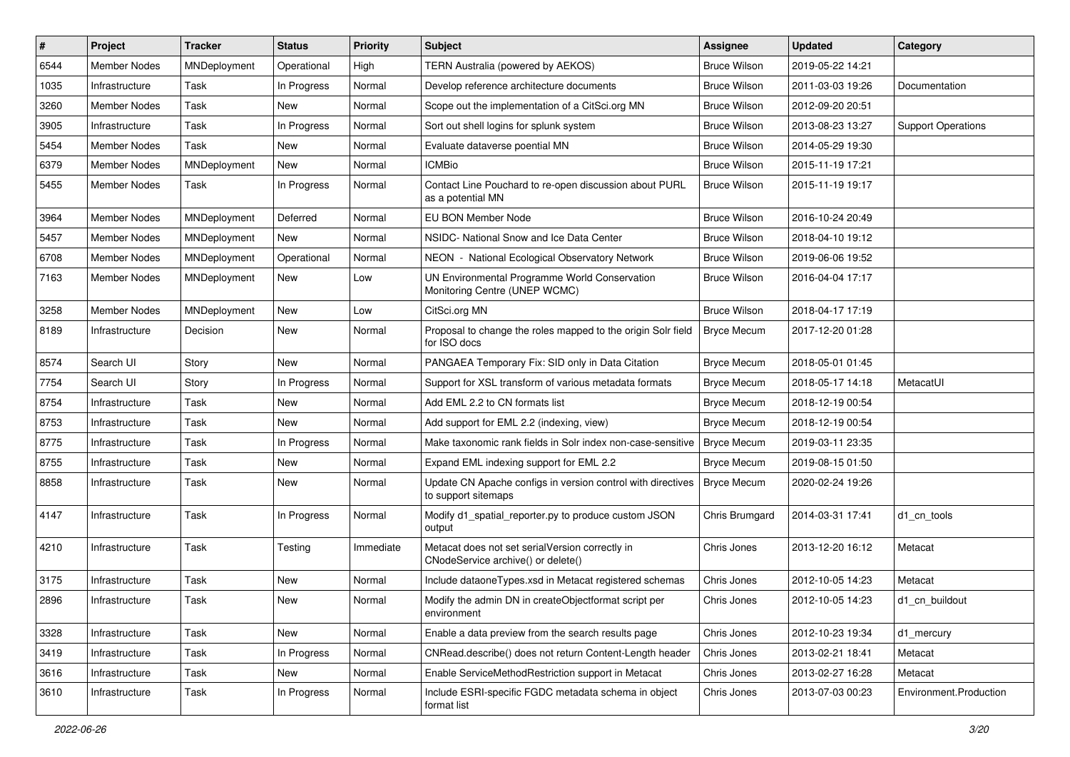| # | Project | Tracker | Status | Priority | Subject | Assignee | Updated | Category |
|---|---|---|---|---|---|---|---|---|
| 6544 | Member Nodes | MNDeployment | Operational | High | TERN Australia (powered by AEKOS) | Bruce Wilson | 2019-05-22 14:21 | |
| 1035 | Infrastructure | Task | In Progress | Normal | Develop reference architecture documents | Bruce Wilson | 2011-03-03 19:26 | Documentation |
| 3260 | Member Nodes | Task | New | Normal | Scope out the implementation of a CitSci.org MN | Bruce Wilson | 2012-09-20 20:51 | |
| 3905 | Infrastructure | Task | In Progress | Normal | Sort out shell logins for splunk system | Bruce Wilson | 2013-08-23 13:27 | Support Operations |
| 5454 | Member Nodes | Task | New | Normal | Evaluate dataverse poential MN | Bruce Wilson | 2014-05-29 19:30 | |
| 6379 | Member Nodes | MNDeployment | New | Normal | ICMBio | Bruce Wilson | 2015-11-19 17:21 | |
| 5455 | Member Nodes | Task | In Progress | Normal | Contact Line Pouchard to re-open discussion about PURL as a potential MN | Bruce Wilson | 2015-11-19 19:17 | |
| 3964 | Member Nodes | MNDeployment | Deferred | Normal | EU BON Member Node | Bruce Wilson | 2016-10-24 20:49 | |
| 5457 | Member Nodes | MNDeployment | New | Normal | NSIDC- National Snow and Ice Data Center | Bruce Wilson | 2018-04-10 19:12 | |
| 6708 | Member Nodes | MNDeployment | Operational | Normal | NEON - National Ecological Observatory Network | Bruce Wilson | 2019-06-06 19:52 | |
| 7163 | Member Nodes | MNDeployment | New | Low | UN Environmental Programme World Conservation Monitoring Centre (UNEP WCMC) | Bruce Wilson | 2016-04-04 17:17 | |
| 3258 | Member Nodes | MNDeployment | New | Low | CitSci.org MN | Bruce Wilson | 2018-04-17 17:19 | |
| 8189 | Infrastructure | Decision | New | Normal | Proposal to change the roles mapped to the origin Solr field for ISO docs | Bryce Mecum | 2017-12-20 01:28 | |
| 8574 | Search UI | Story | New | Normal | PANGAEA Temporary Fix: SID only in Data Citation | Bryce Mecum | 2018-05-01 01:45 | |
| 7754 | Search UI | Story | In Progress | Normal | Support for XSL transform of various metadata formats | Bryce Mecum | 2018-05-17 14:18 | MetacatUI |
| 8754 | Infrastructure | Task | New | Normal | Add EML 2.2 to CN formats list | Bryce Mecum | 2018-12-19 00:54 | |
| 8753 | Infrastructure | Task | New | Normal | Add support for EML 2.2 (indexing, view) | Bryce Mecum | 2018-12-19 00:54 | |
| 8775 | Infrastructure | Task | In Progress | Normal | Make taxonomic rank fields in Solr index non-case-sensitive | Bryce Mecum | 2019-03-11 23:35 | |
| 8755 | Infrastructure | Task | New | Normal | Expand EML indexing support for EML 2.2 | Bryce Mecum | 2019-08-15 01:50 | |
| 8858 | Infrastructure | Task | New | Normal | Update CN Apache configs in version control with directives to support sitemaps | Bryce Mecum | 2020-02-24 19:26 | |
| 4147 | Infrastructure | Task | In Progress | Normal | Modify d1_spatial_reporter.py to produce custom JSON output | Chris Brumgard | 2014-03-31 17:41 | d1_cn_tools |
| 4210 | Infrastructure | Task | Testing | Immediate | Metacat does not set serialVersion correctly in CNodeService archive() or delete() | Chris Jones | 2013-12-20 16:12 | Metacat |
| 3175 | Infrastructure | Task | New | Normal | Include dataoneTypes.xsd in Metacat registered schemas | Chris Jones | 2012-10-05 14:23 | Metacat |
| 2896 | Infrastructure | Task | New | Normal | Modify the admin DN in createObjectformat script per environment | Chris Jones | 2012-10-05 14:23 | d1_cn_buildout |
| 3328 | Infrastructure | Task | New | Normal | Enable a data preview from the search results page | Chris Jones | 2012-10-23 19:34 | d1_mercury |
| 3419 | Infrastructure | Task | In Progress | Normal | CNRead.describe() does not return Content-Length header | Chris Jones | 2013-02-21 18:41 | Metacat |
| 3616 | Infrastructure | Task | New | Normal | Enable ServiceMethodRestriction support in Metacat | Chris Jones | 2013-02-27 16:28 | Metacat |
| 3610 | Infrastructure | Task | In Progress | Normal | Include ESRI-specific FGDC metadata schema in object format list | Chris Jones | 2013-07-03 00:23 | Environment.Production |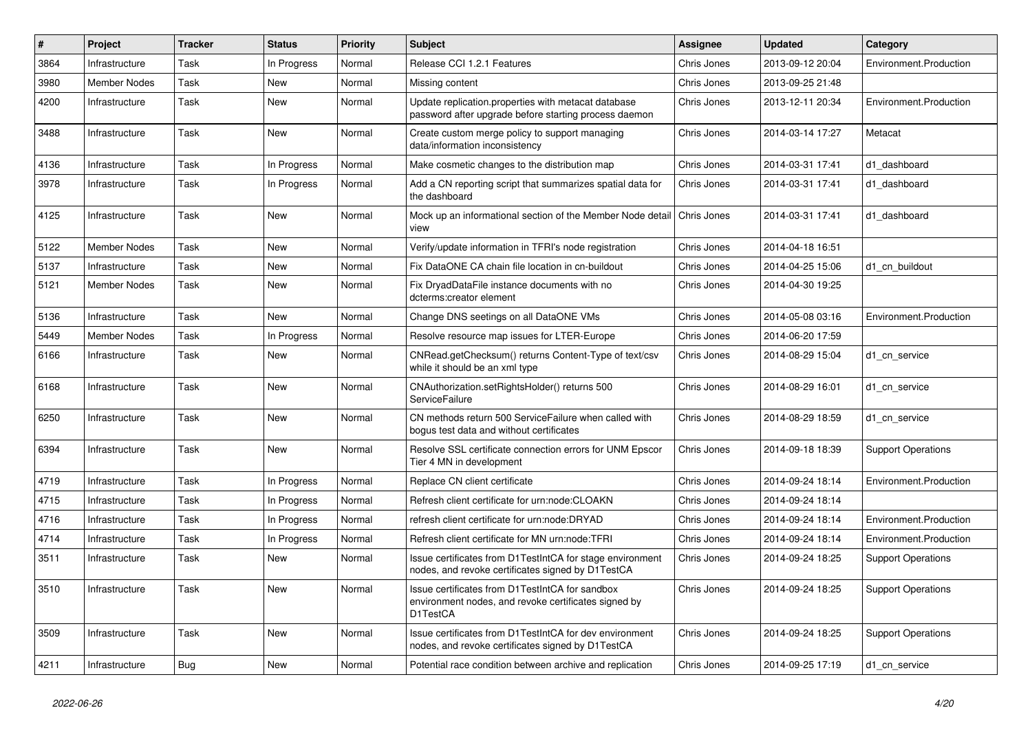| # | Project | Tracker | Status | Priority | Subject | Assignee | Updated | Category |
|---|---|---|---|---|---|---|---|---|
| 3864 | Infrastructure | Task | In Progress | Normal | Release CCI 1.2.1 Features | Chris Jones | 2013-09-12 20:04 | Environment.Production |
| 3980 | Member Nodes | Task | New | Normal | Missing content | Chris Jones | 2013-09-25 21:48 | |
| 4200 | Infrastructure | Task | New | Normal | Update replication.properties with metacat database password after upgrade before starting process daemon | Chris Jones | 2013-12-11 20:34 | Environment.Production |
| 3488 | Infrastructure | Task | New | Normal | Create custom merge policy to support managing data/information inconsistency | Chris Jones | 2014-03-14 17:27 | Metacat |
| 4136 | Infrastructure | Task | In Progress | Normal | Make cosmetic changes to the distribution map | Chris Jones | 2014-03-31 17:41 | d1_dashboard |
| 3978 | Infrastructure | Task | In Progress | Normal | Add a CN reporting script that summarizes spatial data for the dashboard | Chris Jones | 2014-03-31 17:41 | d1_dashboard |
| 4125 | Infrastructure | Task | New | Normal | Mock up an informational section of the Member Node detail view | Chris Jones | 2014-03-31 17:41 | d1_dashboard |
| 5122 | Member Nodes | Task | New | Normal | Verify/update information in TFRI's node registration | Chris Jones | 2014-04-18 16:51 | |
| 5137 | Infrastructure | Task | New | Normal | Fix DataONE CA chain file location in cn-buildout | Chris Jones | 2014-04-25 15:06 | d1_cn_buildout |
| 5121 | Member Nodes | Task | New | Normal | Fix DryadDataFile instance documents with no dcterms:creator element | Chris Jones | 2014-04-30 19:25 | |
| 5136 | Infrastructure | Task | New | Normal | Change DNS seetings on all DataONE VMs | Chris Jones | 2014-05-08 03:16 | Environment.Production |
| 5449 | Member Nodes | Task | In Progress | Normal | Resolve resource map issues for LTER-Europe | Chris Jones | 2014-06-20 17:59 | |
| 6166 | Infrastructure | Task | New | Normal | CNRead.getChecksum() returns Content-Type of text/csv while it should be an xml type | Chris Jones | 2014-08-29 15:04 | d1_cn_service |
| 6168 | Infrastructure | Task | New | Normal | CNAuthorization.setRightsHolder() returns 500 ServiceFailure | Chris Jones | 2014-08-29 16:01 | d1_cn_service |
| 6250 | Infrastructure | Task | New | Normal | CN methods return 500 ServiceFailure when called with bogus test data and without certificates | Chris Jones | 2014-08-29 18:59 | d1_cn_service |
| 6394 | Infrastructure | Task | New | Normal | Resolve SSL certificate connection errors for UNM Epscor Tier 4 MN in development | Chris Jones | 2014-09-18 18:39 | Support Operations |
| 4719 | Infrastructure | Task | In Progress | Normal | Replace CN client certificate | Chris Jones | 2014-09-24 18:14 | Environment.Production |
| 4715 | Infrastructure | Task | In Progress | Normal | Refresh client certificate for urn:node:CLOAKN | Chris Jones | 2014-09-24 18:14 | |
| 4716 | Infrastructure | Task | In Progress | Normal | refresh client certificate for urn:node:DRYAD | Chris Jones | 2014-09-24 18:14 | Environment.Production |
| 4714 | Infrastructure | Task | In Progress | Normal | Refresh client certificate for MN urn:node:TFRI | Chris Jones | 2014-09-24 18:14 | Environment.Production |
| 3511 | Infrastructure | Task | New | Normal | Issue certificates from D1TestIntCA for stage environment nodes, and revoke certificates signed by D1TestCA | Chris Jones | 2014-09-24 18:25 | Support Operations |
| 3510 | Infrastructure | Task | New | Normal | Issue certificates from D1TestIntCA for sandbox environment nodes, and revoke certificates signed by D1TestCA | Chris Jones | 2014-09-24 18:25 | Support Operations |
| 3509 | Infrastructure | Task | New | Normal | Issue certificates from D1TestIntCA for dev environment nodes, and revoke certificates signed by D1TestCA | Chris Jones | 2014-09-24 18:25 | Support Operations |
| 4211 | Infrastructure | Bug | New | Normal | Potential race condition between archive and replication | Chris Jones | 2014-09-25 17:19 | d1_cn_service |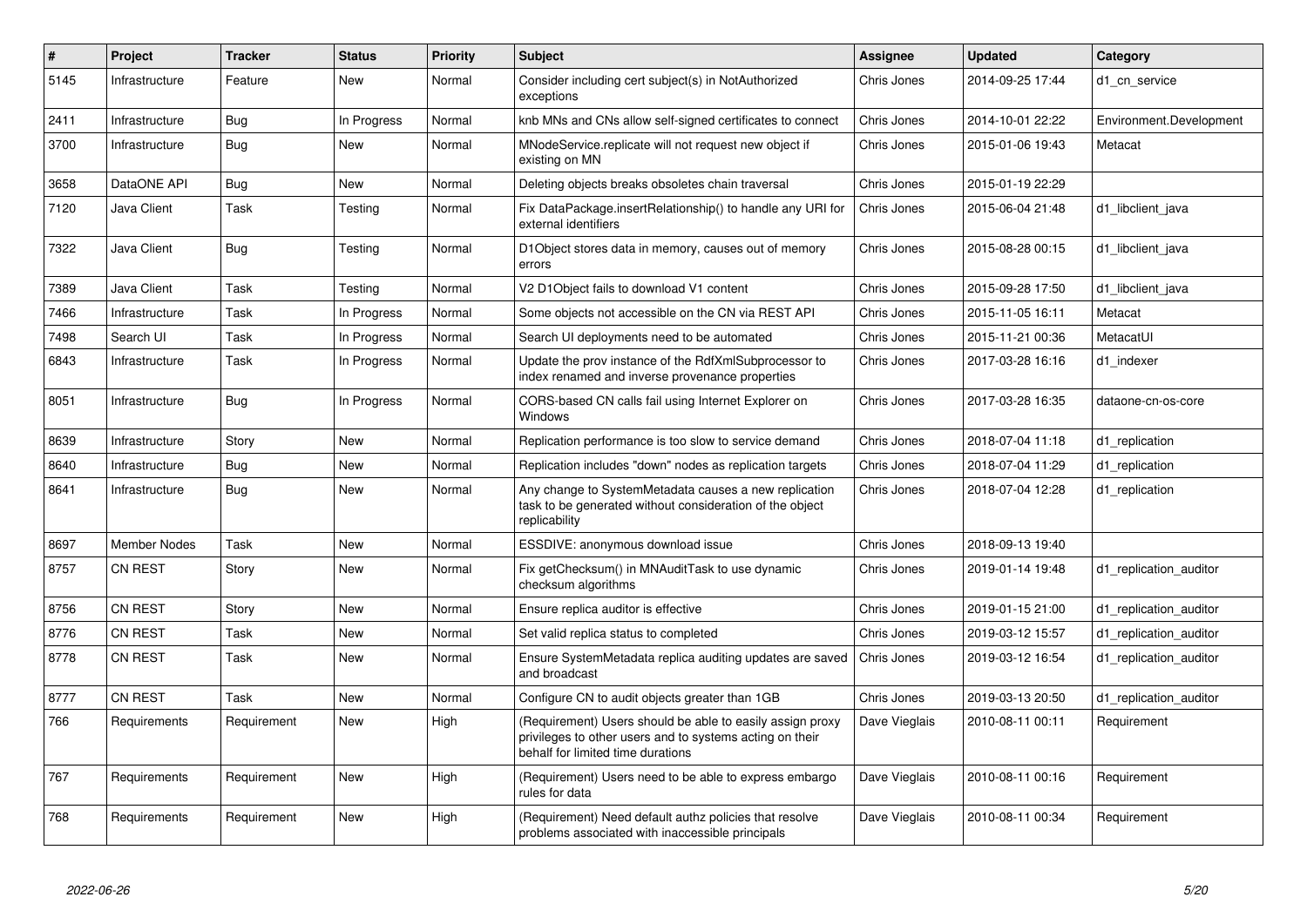| # | Project | Tracker | Status | Priority | Subject | Assignee | Updated | Category |
|---|---|---|---|---|---|---|---|---|
| 5145 | Infrastructure | Feature | New | Normal | Consider including cert subject(s) in NotAuthorized exceptions | Chris Jones | 2014-09-25 17:44 | d1_cn_service |
| 2411 | Infrastructure | Bug | In Progress | Normal | knb MNs and CNs allow self-signed certificates to connect | Chris Jones | 2014-10-01 22:22 | Environment.Development |
| 3700 | Infrastructure | Bug | New | Normal | MNodeService.replicate will not request new object if existing on MN | Chris Jones | 2015-01-06 19:43 | Metacat |
| 3658 | DataONE API | Bug | New | Normal | Deleting objects breaks obsoletes chain traversal | Chris Jones | 2015-01-19 22:29 | |
| 7120 | Java Client | Task | Testing | Normal | Fix DataPackage.insertRelationship() to handle any URI for external identifiers | Chris Jones | 2015-06-04 21:48 | d1_libclient_java |
| 7322 | Java Client | Bug | Testing | Normal | D1Object stores data in memory, causes out of memory errors | Chris Jones | 2015-08-28 00:15 | d1_libclient_java |
| 7389 | Java Client | Task | Testing | Normal | V2 D1Object fails to download V1 content | Chris Jones | 2015-09-28 17:50 | d1_libclient_java |
| 7466 | Infrastructure | Task | In Progress | Normal | Some objects not accessible on the CN via REST API | Chris Jones | 2015-11-05 16:11 | Metacat |
| 7498 | Search UI | Task | In Progress | Normal | Search UI deployments need to be automated | Chris Jones | 2015-11-21 00:36 | MetacatUI |
| 6843 | Infrastructure | Task | In Progress | Normal | Update the prov instance of the RdfXmlSubprocessor to index renamed and inverse provenance properties | Chris Jones | 2017-03-28 16:16 | d1_indexer |
| 8051 | Infrastructure | Bug | In Progress | Normal | CORS-based CN calls fail using Internet Explorer on Windows | Chris Jones | 2017-03-28 16:35 | dataone-cn-os-core |
| 8639 | Infrastructure | Story | New | Normal | Replication performance is too slow to service demand | Chris Jones | 2018-07-04 11:18 | d1_replication |
| 8640 | Infrastructure | Bug | New | Normal | Replication includes "down" nodes as replication targets | Chris Jones | 2018-07-04 11:29 | d1_replication |
| 8641 | Infrastructure | Bug | New | Normal | Any change to SystemMetadata causes a new replication task to be generated without consideration of the object replicability | Chris Jones | 2018-07-04 12:28 | d1_replication |
| 8697 | Member Nodes | Task | New | Normal | ESSDIVE: anonymous download issue | Chris Jones | 2018-09-13 19:40 | |
| 8757 | CN REST | Story | New | Normal | Fix getChecksum() in MNAuditTask to use dynamic checksum algorithms | Chris Jones | 2019-01-14 19:48 | d1_replication_auditor |
| 8756 | CN REST | Story | New | Normal | Ensure replica auditor is effective | Chris Jones | 2019-01-15 21:00 | d1_replication_auditor |
| 8776 | CN REST | Task | New | Normal | Set valid replica status to completed | Chris Jones | 2019-03-12 15:57 | d1_replication_auditor |
| 8778 | CN REST | Task | New | Normal | Ensure SystemMetadata replica auditing updates are saved and broadcast | Chris Jones | 2019-03-12 16:54 | d1_replication_auditor |
| 8777 | CN REST | Task | New | Normal | Configure CN to audit objects greater than 1GB | Chris Jones | 2019-03-13 20:50 | d1_replication_auditor |
| 766 | Requirements | Requirement | New | High | (Requirement) Users should be able to easily assign proxy privileges to other users and to systems acting on their behalf for limited time durations | Dave Vieglais | 2010-08-11 00:11 | Requirement |
| 767 | Requirements | Requirement | New | High | (Requirement) Users need to be able to express embargo rules for data | Dave Vieglais | 2010-08-11 00:16 | Requirement |
| 768 | Requirements | Requirement | New | High | (Requirement) Need default authz policies that resolve problems associated with inaccessible principals | Dave Vieglais | 2010-08-11 00:34 | Requirement |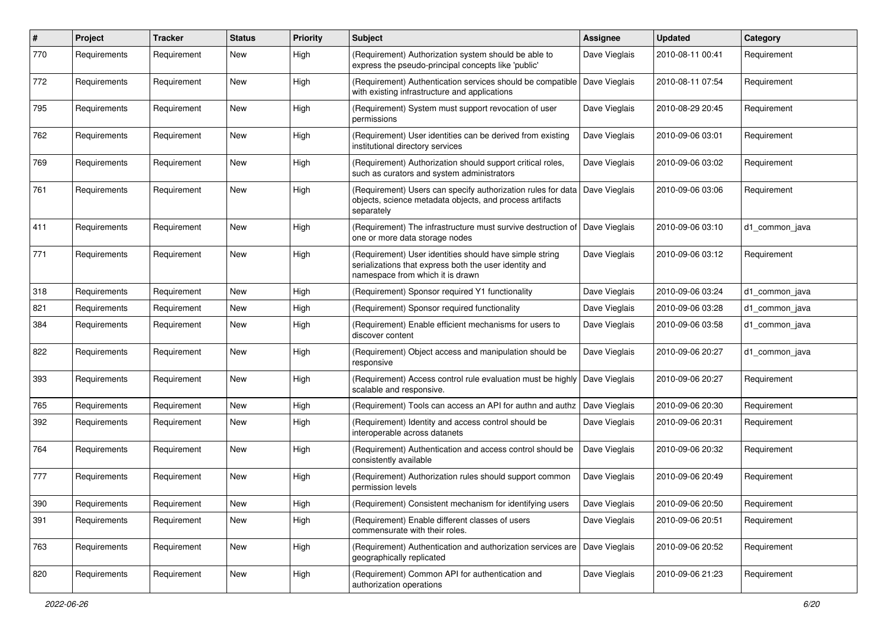| # | Project | Tracker | Status | Priority | Subject | Assignee | Updated | Category |
|---|---|---|---|---|---|---|---|---|
| 770 | Requirements | Requirement | New | High | (Requirement) Authorization system should be able to express the pseudo-principal concepts like 'public' | Dave Vieglais | 2010-08-11 00:41 | Requirement |
| 772 | Requirements | Requirement | New | High | (Requirement) Authentication services should be compatible with existing infrastructure and applications | Dave Vieglais | 2010-08-11 07:54 | Requirement |
| 795 | Requirements | Requirement | New | High | (Requirement) System must support revocation of user permissions | Dave Vieglais | 2010-08-29 20:45 | Requirement |
| 762 | Requirements | Requirement | New | High | (Requirement) User identities can be derived from existing institutional directory services | Dave Vieglais | 2010-09-06 03:01 | Requirement |
| 769 | Requirements | Requirement | New | High | (Requirement) Authorization should support critical roles, such as curators and system administrators | Dave Vieglais | 2010-09-06 03:02 | Requirement |
| 761 | Requirements | Requirement | New | High | (Requirement) Users can specify authorization rules for data objects, science metadata objects, and process artifacts separately | Dave Vieglais | 2010-09-06 03:06 | Requirement |
| 411 | Requirements | Requirement | New | High | (Requirement) The infrastructure must survive destruction of one or more data storage nodes | Dave Vieglais | 2010-09-06 03:10 | d1_common_java |
| 771 | Requirements | Requirement | New | High | (Requirement) User identities should have simple string serializations that express both the user identity and namespace from which it is drawn | Dave Vieglais | 2010-09-06 03:12 | Requirement |
| 318 | Requirements | Requirement | New | High | (Requirement) Sponsor required Y1 functionality | Dave Vieglais | 2010-09-06 03:24 | d1_common_java |
| 821 | Requirements | Requirement | New | High | (Requirement) Sponsor required functionality | Dave Vieglais | 2010-09-06 03:28 | d1_common_java |
| 384 | Requirements | Requirement | New | High | (Requirement) Enable efficient mechanisms for users to discover content | Dave Vieglais | 2010-09-06 03:58 | d1_common_java |
| 822 | Requirements | Requirement | New | High | (Requirement) Object access and manipulation should be responsive | Dave Vieglais | 2010-09-06 20:27 | d1_common_java |
| 393 | Requirements | Requirement | New | High | (Requirement) Access control rule evaluation must be highly scalable and responsive. | Dave Vieglais | 2010-09-06 20:27 | Requirement |
| 765 | Requirements | Requirement | New | High | (Requirement) Tools can access an API for authn and authz | Dave Vieglais | 2010-09-06 20:30 | Requirement |
| 392 | Requirements | Requirement | New | High | (Requirement) Identity and access control should be interoperable across datanets | Dave Vieglais | 2010-09-06 20:31 | Requirement |
| 764 | Requirements | Requirement | New | High | (Requirement) Authentication and access control should be consistently available | Dave Vieglais | 2010-09-06 20:32 | Requirement |
| 777 | Requirements | Requirement | New | High | (Requirement) Authorization rules should support common permission levels | Dave Vieglais | 2010-09-06 20:49 | Requirement |
| 390 | Requirements | Requirement | New | High | (Requirement) Consistent mechanism for identifying users | Dave Vieglais | 2010-09-06 20:50 | Requirement |
| 391 | Requirements | Requirement | New | High | (Requirement) Enable different classes of users commensurate with their roles. | Dave Vieglais | 2010-09-06 20:51 | Requirement |
| 763 | Requirements | Requirement | New | High | (Requirement) Authentication and authorization services are geographically replicated | Dave Vieglais | 2010-09-06 20:52 | Requirement |
| 820 | Requirements | Requirement | New | High | (Requirement) Common API for authentication and authorization operations | Dave Vieglais | 2010-09-06 21:23 | Requirement |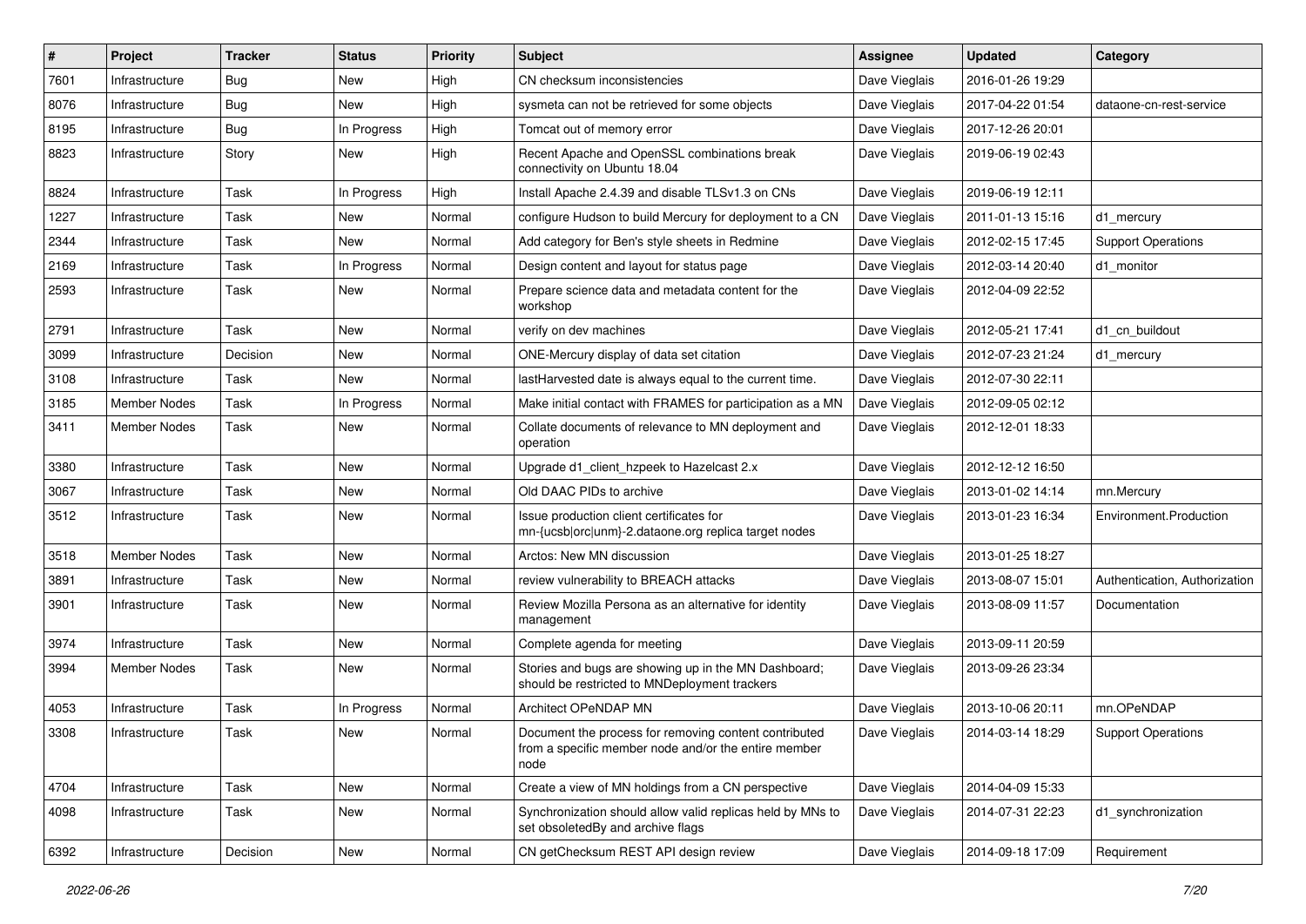| # | Project | Tracker | Status | Priority | Subject | Assignee | Updated | Category |
|---|---|---|---|---|---|---|---|---|
| 7601 | Infrastructure | Bug | New | High | CN checksum inconsistencies | Dave Vieglais | 2016-01-26 19:29 | |
| 8076 | Infrastructure | Bug | New | High | sysmeta can not be retrieved for some objects | Dave Vieglais | 2017-04-22 01:54 | dataone-cn-rest-service |
| 8195 | Infrastructure | Bug | In Progress | High | Tomcat out of memory error | Dave Vieglais | 2017-12-26 20:01 | |
| 8823 | Infrastructure | Story | New | High | Recent Apache and OpenSSL combinations break connectivity on Ubuntu 18.04 | Dave Vieglais | 2019-06-19 02:43 | |
| 8824 | Infrastructure | Task | In Progress | High | Install Apache 2.4.39 and disable TLSv1.3 on CNs | Dave Vieglais | 2019-06-19 12:11 | |
| 1227 | Infrastructure | Task | New | Normal | configure Hudson to build Mercury for deployment to a CN | Dave Vieglais | 2011-01-13 15:16 | d1_mercury |
| 2344 | Infrastructure | Task | New | Normal | Add category for Ben's style sheets in Redmine | Dave Vieglais | 2012-02-15 17:45 | Support Operations |
| 2169 | Infrastructure | Task | In Progress | Normal | Design content and layout for status page | Dave Vieglais | 2012-03-14 20:40 | d1_monitor |
| 2593 | Infrastructure | Task | New | Normal | Prepare science data and metadata content for the workshop | Dave Vieglais | 2012-04-09 22:52 | |
| 2791 | Infrastructure | Task | New | Normal | verify on dev machines | Dave Vieglais | 2012-05-21 17:41 | d1_cn_buildout |
| 3099 | Infrastructure | Decision | New | Normal | ONE-Mercury display of data set citation | Dave Vieglais | 2012-07-23 21:24 | d1_mercury |
| 3108 | Infrastructure | Task | New | Normal | lastHarvested date is always equal to the current time. | Dave Vieglais | 2012-07-30 22:11 | |
| 3185 | Member Nodes | Task | In Progress | Normal | Make initial contact with FRAMES for participation as a MN | Dave Vieglais | 2012-09-05 02:12 | |
| 3411 | Member Nodes | Task | New | Normal | Collate documents of relevance to MN deployment and operation | Dave Vieglais | 2012-12-01 18:33 | |
| 3380 | Infrastructure | Task | New | Normal | Upgrade d1_client_hzpeek to Hazelcast 2.x | Dave Vieglais | 2012-12-12 16:50 | |
| 3067 | Infrastructure | Task | New | Normal | Old DAAC PIDs to archive | Dave Vieglais | 2013-01-02 14:14 | mn.Mercury |
| 3512 | Infrastructure | Task | New | Normal | Issue production client certificates for mn-{ucsb\|orc\|unm}-2.dataone.org replica target nodes | Dave Vieglais | 2013-01-23 16:34 | Environment.Production |
| 3518 | Member Nodes | Task | New | Normal | Arctos: New MN discussion | Dave Vieglais | 2013-01-25 18:27 | |
| 3891 | Infrastructure | Task | New | Normal | review vulnerability to BREACH attacks | Dave Vieglais | 2013-08-07 15:01 | Authentication, Authorization |
| 3901 | Infrastructure | Task | New | Normal | Review Mozilla Persona as an alternative for identity management | Dave Vieglais | 2013-08-09 11:57 | Documentation |
| 3974 | Infrastructure | Task | New | Normal | Complete agenda for meeting | Dave Vieglais | 2013-09-11 20:59 | |
| 3994 | Member Nodes | Task | New | Normal | Stories and bugs are showing up in the MN Dashboard; should be restricted to MNDeployment trackers | Dave Vieglais | 2013-09-26 23:34 | |
| 4053 | Infrastructure | Task | In Progress | Normal | Architect OPeNDAP MN | Dave Vieglais | 2013-10-06 20:11 | mn.OPeNDAP |
| 3308 | Infrastructure | Task | New | Normal | Document the process for removing content contributed from a specific member node and/or the entire member node | Dave Vieglais | 2014-03-14 18:29 | Support Operations |
| 4704 | Infrastructure | Task | New | Normal | Create a view of MN holdings from a CN perspective | Dave Vieglais | 2014-04-09 15:33 | |
| 4098 | Infrastructure | Task | New | Normal | Synchronization should allow valid replicas held by MNs to set obsoletedBy and archive flags | Dave Vieglais | 2014-07-31 22:23 | d1_synchronization |
| 6392 | Infrastructure | Decision | New | Normal | CN getChecksum REST API design review | Dave Vieglais | 2014-09-18 17:09 | Requirement |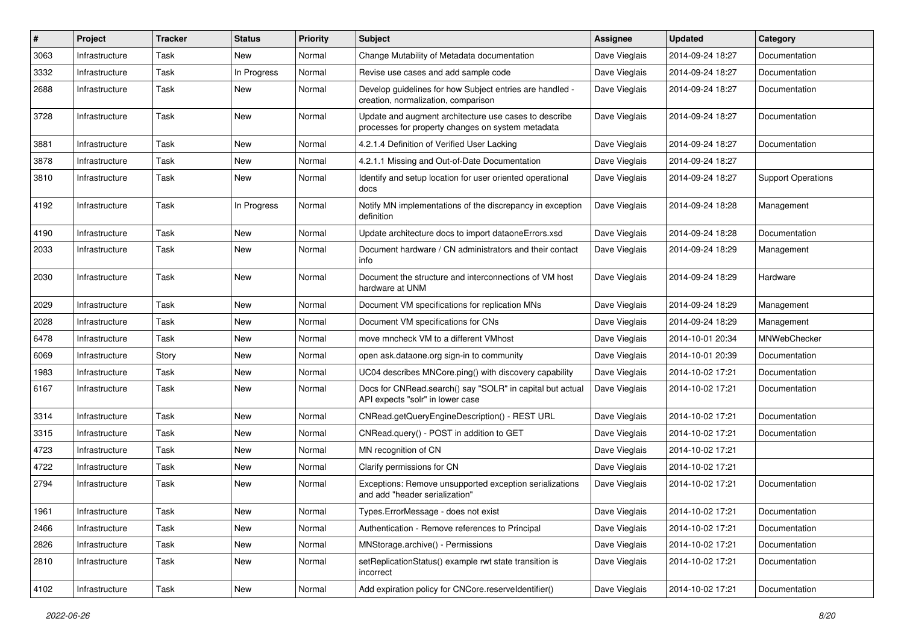| # | Project | Tracker | Status | Priority | Subject | Assignee | Updated | Category |
|---|---|---|---|---|---|---|---|---|
| 3063 | Infrastructure | Task | New | Normal | Change Mutability of Metadata documentation | Dave Vieglais | 2014-09-24 18:27 | Documentation |
| 3332 | Infrastructure | Task | In Progress | Normal | Revise use cases and add sample code | Dave Vieglais | 2014-09-24 18:27 | Documentation |
| 2688 | Infrastructure | Task | New | Normal | Develop guidelines for how Subject entries are handled - creation, normalization, comparison | Dave Vieglais | 2014-09-24 18:27 | Documentation |
| 3728 | Infrastructure | Task | New | Normal | Update and augment architecture use cases to describe processes for property changes on system metadata | Dave Vieglais | 2014-09-24 18:27 | Documentation |
| 3881 | Infrastructure | Task | New | Normal | 4.2.1.4 Definition of Verified User Lacking | Dave Vieglais | 2014-09-24 18:27 | Documentation |
| 3878 | Infrastructure | Task | New | Normal | 4.2.1.1 Missing and Out-of-Date Documentation | Dave Vieglais | 2014-09-24 18:27 | |
| 3810 | Infrastructure | Task | New | Normal | Identify and setup location for user oriented operational docs | Dave Vieglais | 2014-09-24 18:27 | Support Operations |
| 4192 | Infrastructure | Task | In Progress | Normal | Notify MN implementations of the discrepancy in exception definition | Dave Vieglais | 2014-09-24 18:28 | Management |
| 4190 | Infrastructure | Task | New | Normal | Update architecture docs to import dataoneErrors.xsd | Dave Vieglais | 2014-09-24 18:28 | Documentation |
| 2033 | Infrastructure | Task | New | Normal | Document hardware / CN administrators and their contact info | Dave Vieglais | 2014-09-24 18:29 | Management |
| 2030 | Infrastructure | Task | New | Normal | Document the structure and interconnections of VM host hardware at UNM | Dave Vieglais | 2014-09-24 18:29 | Hardware |
| 2029 | Infrastructure | Task | New | Normal | Document VM specifications for replication MNs | Dave Vieglais | 2014-09-24 18:29 | Management |
| 2028 | Infrastructure | Task | New | Normal | Document VM specifications for CNs | Dave Vieglais | 2014-09-24 18:29 | Management |
| 6478 | Infrastructure | Task | New | Normal | move mncheck VM to a different VMhost | Dave Vieglais | 2014-10-01 20:34 | MNWebChecker |
| 6069 | Infrastructure | Story | New | Normal | open ask.dataone.org sign-in to community | Dave Vieglais | 2014-10-01 20:39 | Documentation |
| 1983 | Infrastructure | Task | New | Normal | UC04 describes MNCore.ping() with discovery capability | Dave Vieglais | 2014-10-02 17:21 | Documentation |
| 6167 | Infrastructure | Task | New | Normal | Docs for CNRead.search() say "SOLR" in capital but actual API expects "solr" in lower case | Dave Vieglais | 2014-10-02 17:21 | Documentation |
| 3314 | Infrastructure | Task | New | Normal | CNRead.getQueryEngineDescription() - REST URL | Dave Vieglais | 2014-10-02 17:21 | Documentation |
| 3315 | Infrastructure | Task | New | Normal | CNRead.query() - POST in addition to GET | Dave Vieglais | 2014-10-02 17:21 | Documentation |
| 4723 | Infrastructure | Task | New | Normal | MN recognition of CN | Dave Vieglais | 2014-10-02 17:21 | |
| 4722 | Infrastructure | Task | New | Normal | Clarify permissions for CN | Dave Vieglais | 2014-10-02 17:21 | |
| 2794 | Infrastructure | Task | New | Normal | Exceptions: Remove unsupported exception serializations and add "header serialization" | Dave Vieglais | 2014-10-02 17:21 | Documentation |
| 1961 | Infrastructure | Task | New | Normal | Types.ErrorMessage - does not exist | Dave Vieglais | 2014-10-02 17:21 | Documentation |
| 2466 | Infrastructure | Task | New | Normal | Authentication - Remove references to Principal | Dave Vieglais | 2014-10-02 17:21 | Documentation |
| 2826 | Infrastructure | Task | New | Normal | MNStorage.archive() - Permissions | Dave Vieglais | 2014-10-02 17:21 | Documentation |
| 2810 | Infrastructure | Task | New | Normal | setReplicationStatus() example rwt state transition is incorrect | Dave Vieglais | 2014-10-02 17:21 | Documentation |
| 4102 | Infrastructure | Task | New | Normal | Add expiration policy for CNCore.reserveIdentifier() | Dave Vieglais | 2014-10-02 17:21 | Documentation |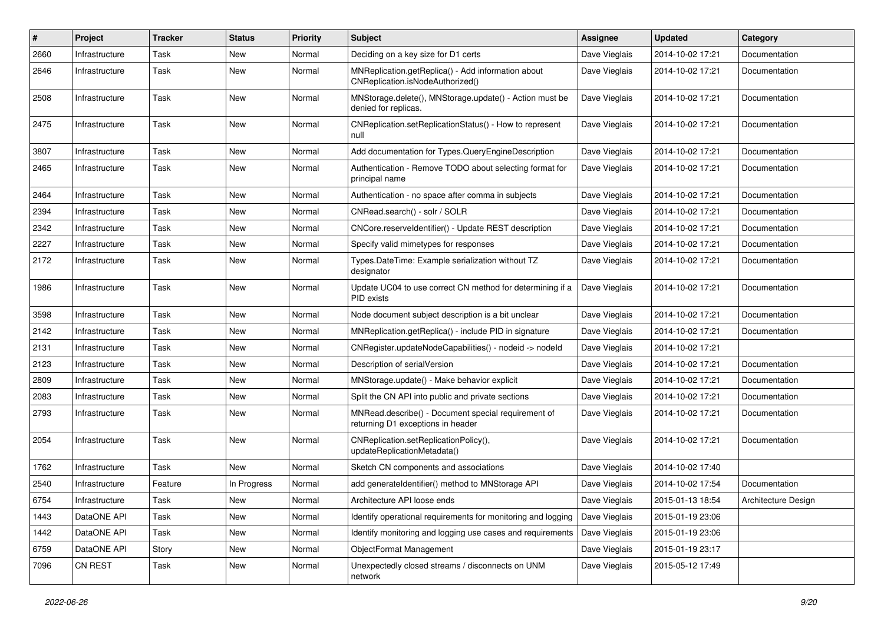| # | Project | Tracker | Status | Priority | Subject | Assignee | Updated | Category |
|---|---|---|---|---|---|---|---|---|
| 2660 | Infrastructure | Task | New | Normal | Deciding on a key size for D1 certs | Dave Vieglais | 2014-10-02 17:21 | Documentation |
| 2646 | Infrastructure | Task | New | Normal | MNReplication.getReplica() - Add information about CNReplication.isNodeAuthorized() | Dave Vieglais | 2014-10-02 17:21 | Documentation |
| 2508 | Infrastructure | Task | New | Normal | MNStorage.delete(), MNStorage.update() - Action must be denied for replicas. | Dave Vieglais | 2014-10-02 17:21 | Documentation |
| 2475 | Infrastructure | Task | New | Normal | CNReplication.setReplicationStatus() - How to represent null | Dave Vieglais | 2014-10-02 17:21 | Documentation |
| 3807 | Infrastructure | Task | New | Normal | Add documentation for Types.QueryEngineDescription | Dave Vieglais | 2014-10-02 17:21 | Documentation |
| 2465 | Infrastructure | Task | New | Normal | Authentication - Remove TODO about selecting format for principal name | Dave Vieglais | 2014-10-02 17:21 | Documentation |
| 2464 | Infrastructure | Task | New | Normal | Authentication - no space after comma in subjects | Dave Vieglais | 2014-10-02 17:21 | Documentation |
| 2394 | Infrastructure | Task | New | Normal | CNRead.search() - solr / SOLR | Dave Vieglais | 2014-10-02 17:21 | Documentation |
| 2342 | Infrastructure | Task | New | Normal | CNCore.reserveIdentifier() - Update REST description | Dave Vieglais | 2014-10-02 17:21 | Documentation |
| 2227 | Infrastructure | Task | New | Normal | Specify valid mimetypes for responses | Dave Vieglais | 2014-10-02 17:21 | Documentation |
| 2172 | Infrastructure | Task | New | Normal | Types.DateTime: Example serialization without TZ designator | Dave Vieglais | 2014-10-02 17:21 | Documentation |
| 1986 | Infrastructure | Task | New | Normal | Update UC04 to use correct CN method for determining if a PID exists | Dave Vieglais | 2014-10-02 17:21 | Documentation |
| 3598 | Infrastructure | Task | New | Normal | Node document subject description is a bit unclear | Dave Vieglais | 2014-10-02 17:21 | Documentation |
| 2142 | Infrastructure | Task | New | Normal | MNReplication.getReplica() - include PID in signature | Dave Vieglais | 2014-10-02 17:21 | Documentation |
| 2131 | Infrastructure | Task | New | Normal | CNRegister.updateNodeCapabilities() - nodeid -> nodeId | Dave Vieglais | 2014-10-02 17:21 | |
| 2123 | Infrastructure | Task | New | Normal | Description of serialVersion | Dave Vieglais | 2014-10-02 17:21 | Documentation |
| 2809 | Infrastructure | Task | New | Normal | MNStorage.update() - Make behavior explicit | Dave Vieglais | 2014-10-02 17:21 | Documentation |
| 2083 | Infrastructure | Task | New | Normal | Split the CN API into public and private sections | Dave Vieglais | 2014-10-02 17:21 | Documentation |
| 2793 | Infrastructure | Task | New | Normal | MNRead.describe() - Document special requirement of returning D1 exceptions in header | Dave Vieglais | 2014-10-02 17:21 | Documentation |
| 2054 | Infrastructure | Task | New | Normal | CNReplication.setReplicationPolicy(), updateReplicationMetadata() | Dave Vieglais | 2014-10-02 17:21 | Documentation |
| 1762 | Infrastructure | Task | New | Normal | Sketch CN components and associations | Dave Vieglais | 2014-10-02 17:40 | |
| 2540 | Infrastructure | Feature | In Progress | Normal | add generateIdentifier() method to MNStorage API | Dave Vieglais | 2014-10-02 17:54 | Documentation |
| 6754 | Infrastructure | Task | New | Normal | Architecture API loose ends | Dave Vieglais | 2015-01-13 18:54 | Architecture Design |
| 1443 | DataONE API | Task | New | Normal | Identify operational requirements for monitoring and logging | Dave Vieglais | 2015-01-19 23:06 | |
| 1442 | DataONE API | Task | New | Normal | Identify monitoring and logging use cases and requirements | Dave Vieglais | 2015-01-19 23:06 | |
| 6759 | DataONE API | Story | New | Normal | ObjectFormat Management | Dave Vieglais | 2015-01-19 23:17 | |
| 7096 | CN REST | Task | New | Normal | Unexpectedly closed streams / disconnects on UNM network | Dave Vieglais | 2015-05-12 17:49 | |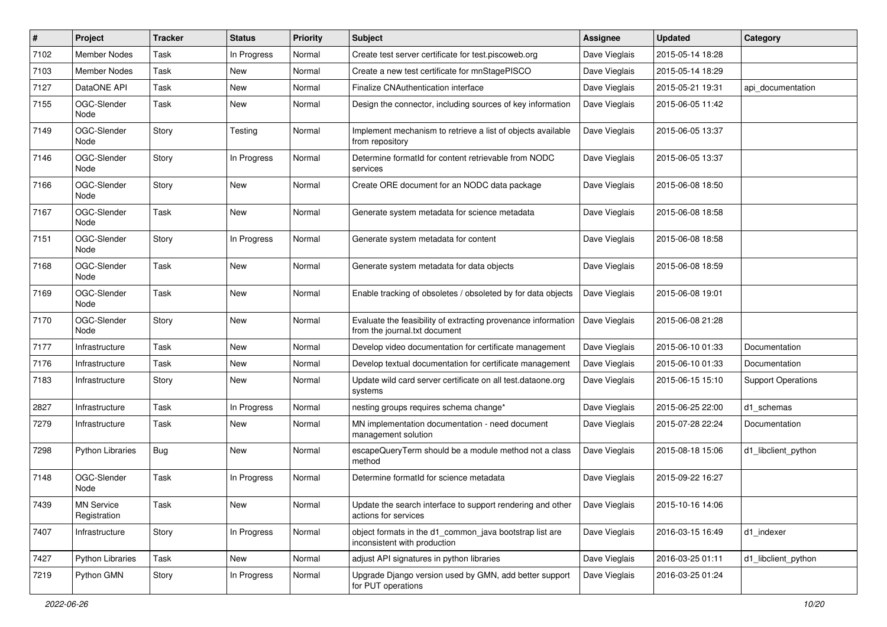| # | Project | Tracker | Status | Priority | Subject | Assignee | Updated | Category |
|---|---|---|---|---|---|---|---|---|
| 7102 | Member Nodes | Task | In Progress | Normal | Create test server certificate for test.piscoweb.org | Dave Vieglais | 2015-05-14 18:28 | |
| 7103 | Member Nodes | Task | New | Normal | Create a new test certificate for mnStagePISCO | Dave Vieglais | 2015-05-14 18:29 | |
| 7127 | DataONE API | Task | New | Normal | Finalize CNAuthentication interface | Dave Vieglais | 2015-05-21 19:31 | api_documentation |
| 7155 | OGC-Slender Node | Task | New | Normal | Design the connector, including sources of key information | Dave Vieglais | 2015-06-05 11:42 | |
| 7149 | OGC-Slender Node | Story | Testing | Normal | Implement mechanism to retrieve a list of objects available from repository | Dave Vieglais | 2015-06-05 13:37 | |
| 7146 | OGC-Slender Node | Story | In Progress | Normal | Determine formatId for content retrievable from NODC services | Dave Vieglais | 2015-06-05 13:37 | |
| 7166 | OGC-Slender Node | Story | New | Normal | Create ORE document for an NODC data package | Dave Vieglais | 2015-06-08 18:50 | |
| 7167 | OGC-Slender Node | Task | New | Normal | Generate system metadata for science metadata | Dave Vieglais | 2015-06-08 18:58 | |
| 7151 | OGC-Slender Node | Story | In Progress | Normal | Generate system metadata for content | Dave Vieglais | 2015-06-08 18:58 | |
| 7168 | OGC-Slender Node | Task | New | Normal | Generate system metadata for data objects | Dave Vieglais | 2015-06-08 18:59 | |
| 7169 | OGC-Slender Node | Task | New | Normal | Enable tracking of obsoletes / obsoleted by for data objects | Dave Vieglais | 2015-06-08 19:01 | |
| 7170 | OGC-Slender Node | Story | New | Normal | Evaluate the feasibility of extracting provenance information from the journal.txt document | Dave Vieglais | 2015-06-08 21:28 | |
| 7177 | Infrastructure | Task | New | Normal | Develop video documentation for certificate management | Dave Vieglais | 2015-06-10 01:33 | Documentation |
| 7176 | Infrastructure | Task | New | Normal | Develop textual documentation for certificate management | Dave Vieglais | 2015-06-10 01:33 | Documentation |
| 7183 | Infrastructure | Story | New | Normal | Update wild card server certificate on all test.dataone.org systems | Dave Vieglais | 2015-06-15 15:10 | Support Operations |
| 2827 | Infrastructure | Task | In Progress | Normal | nesting groups requires schema change* | Dave Vieglais | 2015-06-25 22:00 | d1_schemas |
| 7279 | Infrastructure | Task | New | Normal | MN implementation documentation - need document management solution | Dave Vieglais | 2015-07-28 22:24 | Documentation |
| 7298 | Python Libraries | Bug | New | Normal | escapeQueryTerm should be a module method not a class method | Dave Vieglais | 2015-08-18 15:06 | d1_libclient_python |
| 7148 | OGC-Slender Node | Task | In Progress | Normal | Determine formatId for science metadata | Dave Vieglais | 2015-09-22 16:27 | |
| 7439 | MN Service Registration | Task | New | Normal | Update the search interface to support rendering and other actions for services | Dave Vieglais | 2015-10-16 14:06 | |
| 7407 | Infrastructure | Story | In Progress | Normal | object formats in the d1_common_java bootstrap list are inconsistent with production | Dave Vieglais | 2016-03-15 16:49 | d1_indexer |
| 7427 | Python Libraries | Task | New | Normal | adjust API signatures in python libraries | Dave Vieglais | 2016-03-25 01:11 | d1_libclient_python |
| 7219 | Python GMN | Story | In Progress | Normal | Upgrade Django version used by GMN, add better support for PUT operations | Dave Vieglais | 2016-03-25 01:24 | |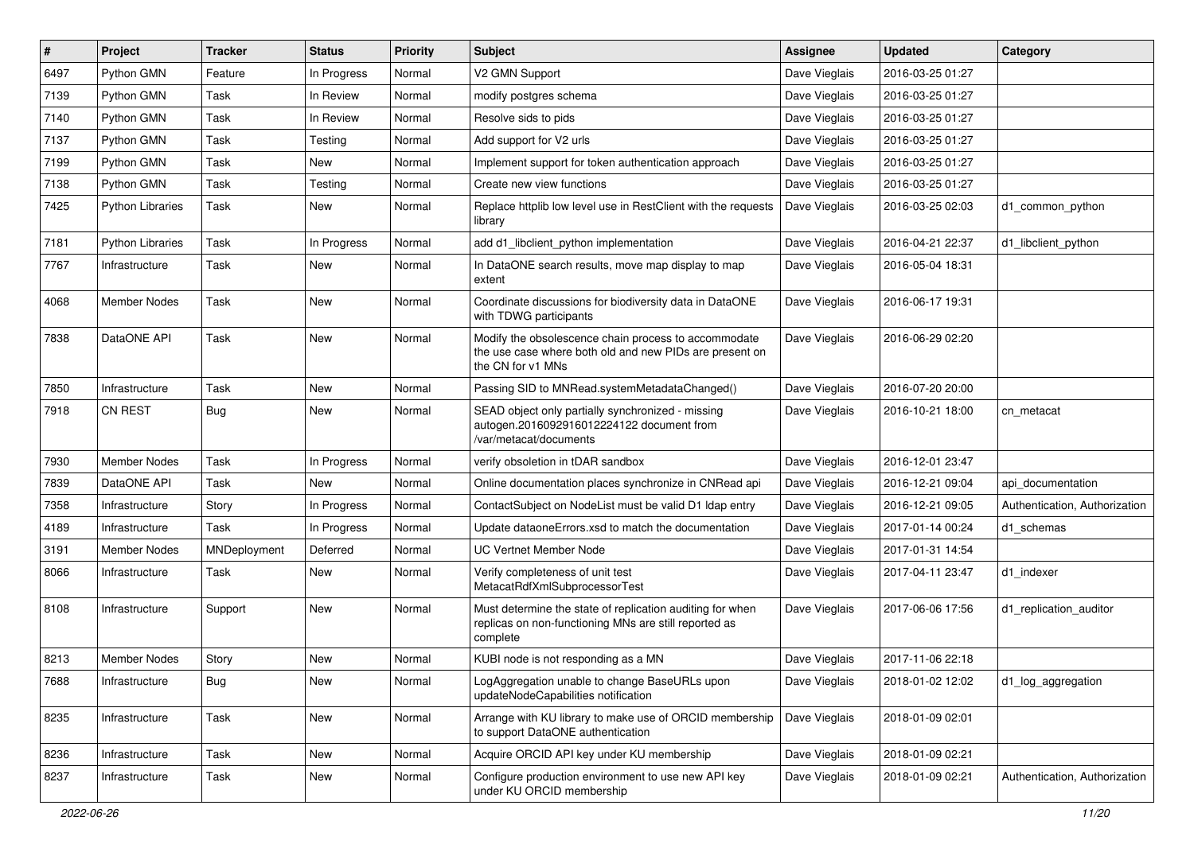| # | Project | Tracker | Status | Priority | Subject | Assignee | Updated | Category |
|---|---|---|---|---|---|---|---|---|
| 6497 | Python GMN | Feature | In Progress | Normal | V2 GMN Support | Dave Vieglais | 2016-03-25 01:27 | |
| 7139 | Python GMN | Task | In Review | Normal | modify postgres schema | Dave Vieglais | 2016-03-25 01:27 | |
| 7140 | Python GMN | Task | In Review | Normal | Resolve sids to pids | Dave Vieglais | 2016-03-25 01:27 | |
| 7137 | Python GMN | Task | Testing | Normal | Add support for V2 urls | Dave Vieglais | 2016-03-25 01:27 | |
| 7199 | Python GMN | Task | New | Normal | Implement support for token authentication approach | Dave Vieglais | 2016-03-25 01:27 | |
| 7138 | Python GMN | Task | Testing | Normal | Create new view functions | Dave Vieglais | 2016-03-25 01:27 | |
| 7425 | Python Libraries | Task | New | Normal | Replace httplib low level use in RestClient with the requests library | Dave Vieglais | 2016-03-25 02:03 | d1_common_python |
| 7181 | Python Libraries | Task | In Progress | Normal | add d1_libclient_python implementation | Dave Vieglais | 2016-04-21 22:37 | d1_libclient_python |
| 7767 | Infrastructure | Task | New | Normal | In DataONE search results, move map display to map extent | Dave Vieglais | 2016-05-04 18:31 | |
| 4068 | Member Nodes | Task | New | Normal | Coordinate discussions for biodiversity data in DataONE with TDWG participants | Dave Vieglais | 2016-06-17 19:31 | |
| 7838 | DataONE API | Task | New | Normal | Modify the obsolescence chain process to accommodate the use case where both old and new PIDs are present on the CN for v1 MNs | Dave Vieglais | 2016-06-29 02:20 | |
| 7850 | Infrastructure | Task | New | Normal | Passing SID to MNRead.systemMetadataChanged() | Dave Vieglais | 2016-07-20 20:00 | |
| 7918 | CN REST | Bug | New | Normal | SEAD object only partially synchronized - missing autogen.2016092916012224122 document from /var/metacat/documents | Dave Vieglais | 2016-10-21 18:00 | cn_metacat |
| 7930 | Member Nodes | Task | In Progress | Normal | verify obsoletion in tDAR sandbox | Dave Vieglais | 2016-12-01 23:47 | |
| 7839 | DataONE API | Task | New | Normal | Online documentation places synchronize in CNRead api | Dave Vieglais | 2016-12-21 09:04 | api_documentation |
| 7358 | Infrastructure | Story | In Progress | Normal | ContactSubject on NodeList must be valid D1 ldap entry | Dave Vieglais | 2016-12-21 09:05 | Authentication, Authorization |
| 4189 | Infrastructure | Task | In Progress | Normal | Update dataoneErrors.xsd to match the documentation | Dave Vieglais | 2017-01-14 00:24 | d1_schemas |
| 3191 | Member Nodes | MNDeployment | Deferred | Normal | UC Vertnet Member Node | Dave Vieglais | 2017-01-31 14:54 | |
| 8066 | Infrastructure | Task | New | Normal | Verify completeness of unit test MetacatRdfXmlSubprocessorTest | Dave Vieglais | 2017-04-11 23:47 | d1_indexer |
| 8108 | Infrastructure | Support | New | Normal | Must determine the state of replication auditing for when replicas on non-functioning MNs are still reported as complete | Dave Vieglais | 2017-06-06 17:56 | d1_replication_auditor |
| 8213 | Member Nodes | Story | New | Normal | KUBI node is not responding as a MN | Dave Vieglais | 2017-11-06 22:18 | |
| 7688 | Infrastructure | Bug | New | Normal | LogAggregation unable to change BaseURLs upon updateNodeCapabilities notification | Dave Vieglais | 2018-01-02 12:02 | d1_log_aggregation |
| 8235 | Infrastructure | Task | New | Normal | Arrange with KU library to make use of ORCID membership to support DataONE authentication | Dave Vieglais | 2018-01-09 02:01 | |
| 8236 | Infrastructure | Task | New | Normal | Acquire ORCID API key under KU membership | Dave Vieglais | 2018-01-09 02:21 | |
| 8237 | Infrastructure | Task | New | Normal | Configure production environment to use new API key under KU ORCID membership | Dave Vieglais | 2018-01-09 02:21 | Authentication, Authorization |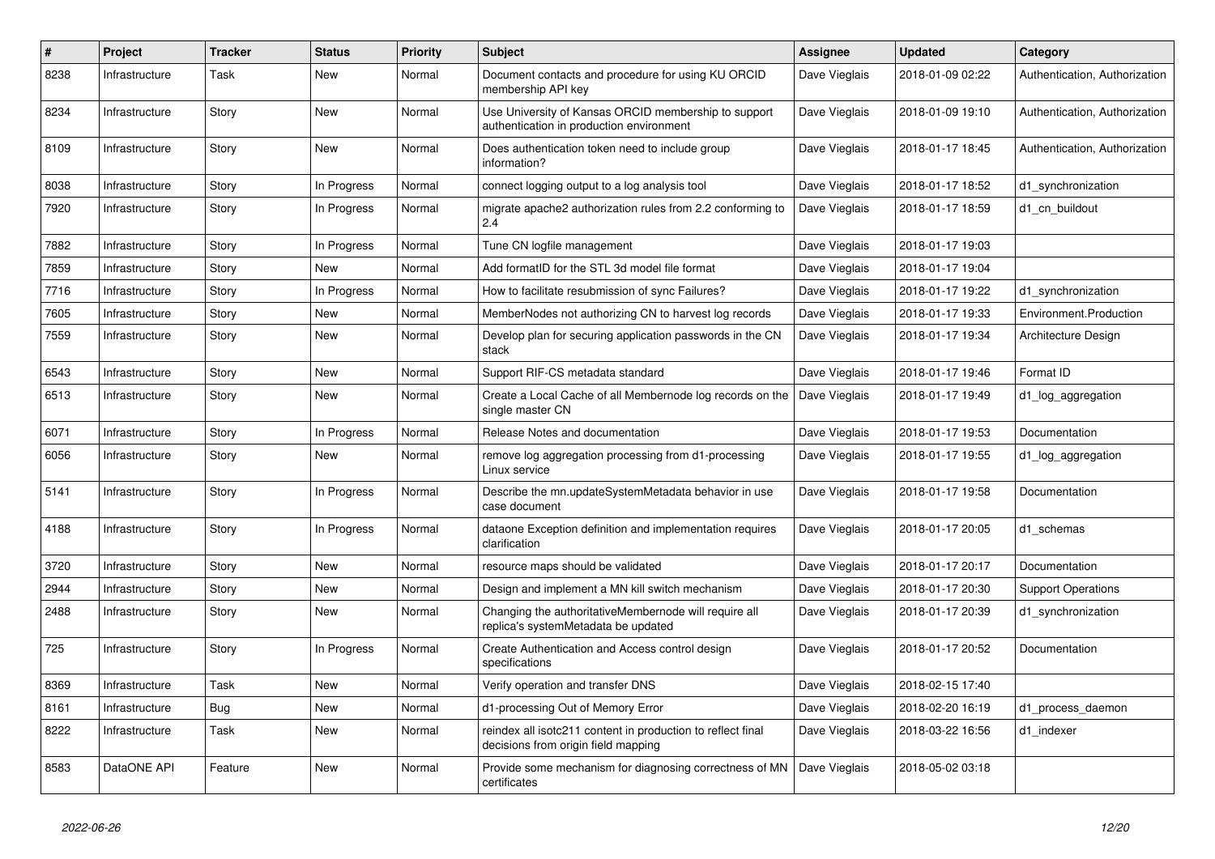| # | Project | Tracker | Status | Priority | Subject | Assignee | Updated | Category |
|---|---|---|---|---|---|---|---|---|
| 8238 | Infrastructure | Task | New | Normal | Document contacts and procedure for using KU ORCID membership API key | Dave Vieglais | 2018-01-09 02:22 | Authentication, Authorization |
| 8234 | Infrastructure | Story | New | Normal | Use University of Kansas ORCID membership to support authentication in production environment | Dave Vieglais | 2018-01-09 19:10 | Authentication, Authorization |
| 8109 | Infrastructure | Story | New | Normal | Does authentication token need to include group information? | Dave Vieglais | 2018-01-17 18:45 | Authentication, Authorization |
| 8038 | Infrastructure | Story | In Progress | Normal | connect logging output to a log analysis tool | Dave Vieglais | 2018-01-17 18:52 | d1_synchronization |
| 7920 | Infrastructure | Story | In Progress | Normal | migrate apache2 authorization rules from 2.2 conforming to 2.4 | Dave Vieglais | 2018-01-17 18:59 | d1_cn_buildout |
| 7882 | Infrastructure | Story | In Progress | Normal | Tune CN logfile management | Dave Vieglais | 2018-01-17 19:03 | |
| 7859 | Infrastructure | Story | New | Normal | Add formatID for the STL 3d model file format | Dave Vieglais | 2018-01-17 19:04 | |
| 7716 | Infrastructure | Story | In Progress | Normal | How to facilitate resubmission of sync Failures? | Dave Vieglais | 2018-01-17 19:22 | d1_synchronization |
| 7605 | Infrastructure | Story | New | Normal | MemberNodes not authorizing CN to harvest log records | Dave Vieglais | 2018-01-17 19:33 | Environment.Production |
| 7559 | Infrastructure | Story | New | Normal | Develop plan for securing application passwords in the CN stack | Dave Vieglais | 2018-01-17 19:34 | Architecture Design |
| 6543 | Infrastructure | Story | New | Normal | Support RIF-CS metadata standard | Dave Vieglais | 2018-01-17 19:46 | Format ID |
| 6513 | Infrastructure | Story | New | Normal | Create a Local Cache of all Membernode log records on the single master CN | Dave Vieglais | 2018-01-17 19:49 | d1_log_aggregation |
| 6071 | Infrastructure | Story | In Progress | Normal | Release Notes and documentation | Dave Vieglais | 2018-01-17 19:53 | Documentation |
| 6056 | Infrastructure | Story | New | Normal | remove log aggregation processing from d1-processing Linux service | Dave Vieglais | 2018-01-17 19:55 | d1_log_aggregation |
| 5141 | Infrastructure | Story | In Progress | Normal | Describe the mn.updateSystemMetadata behavior in use case document | Dave Vieglais | 2018-01-17 19:58 | Documentation |
| 4188 | Infrastructure | Story | In Progress | Normal | dataone Exception definition and implementation requires clarification | Dave Vieglais | 2018-01-17 20:05 | d1_schemas |
| 3720 | Infrastructure | Story | New | Normal | resource maps should be validated | Dave Vieglais | 2018-01-17 20:17 | Documentation |
| 2944 | Infrastructure | Story | New | Normal | Design and implement a MN kill switch mechanism | Dave Vieglais | 2018-01-17 20:30 | Support Operations |
| 2488 | Infrastructure | Story | New | Normal | Changing the authoritativeMembernode will require all replica's systemMetadata be updated | Dave Vieglais | 2018-01-17 20:39 | d1_synchronization |
| 725 | Infrastructure | Story | In Progress | Normal | Create Authentication and Access control design specifications | Dave Vieglais | 2018-01-17 20:52 | Documentation |
| 8369 | Infrastructure | Task | New | Normal | Verify operation and transfer DNS | Dave Vieglais | 2018-02-15 17:40 | |
| 8161 | Infrastructure | Bug | New | Normal | d1-processing Out of Memory Error | Dave Vieglais | 2018-02-20 16:19 | d1_process_daemon |
| 8222 | Infrastructure | Task | New | Normal | reindex all isotc211 content in production to reflect final decisions from origin field mapping | Dave Vieglais | 2018-03-22 16:56 | d1_indexer |
| 8583 | DataONE API | Feature | New | Normal | Provide some mechanism for diagnosing correctness of MN certificates | Dave Vieglais | 2018-05-02 03:18 | |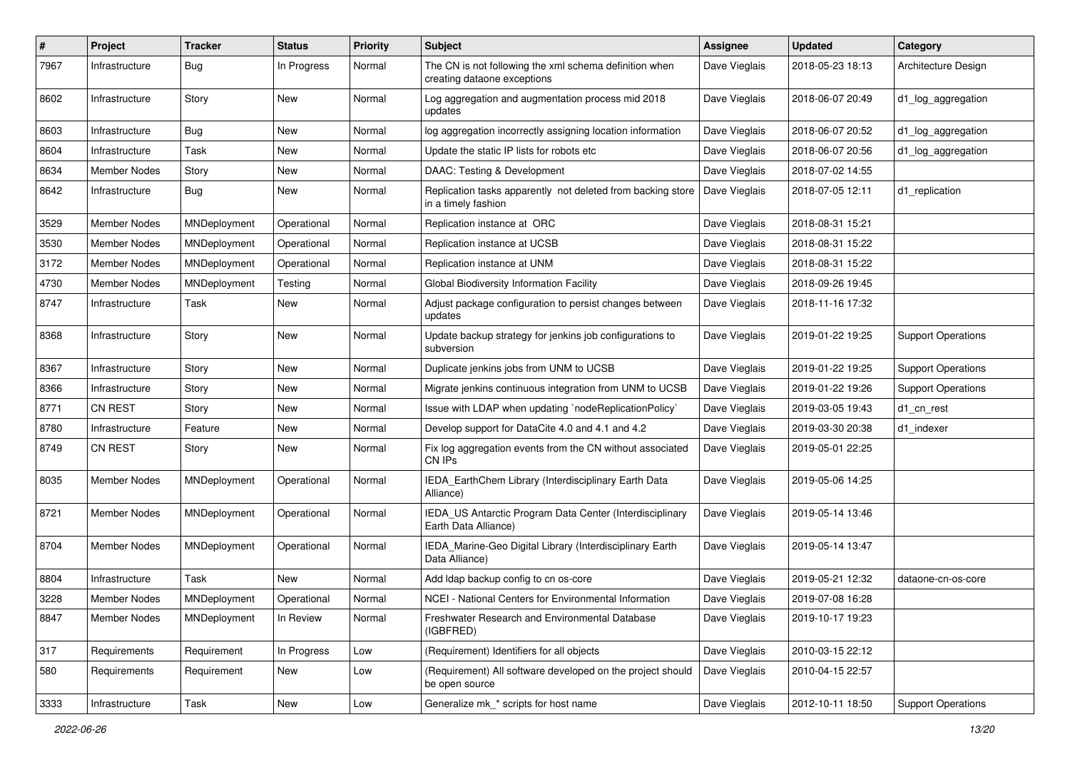| # | Project | Tracker | Status | Priority | Subject | Assignee | Updated | Category |
|---|---|---|---|---|---|---|---|---|
| 7967 | Infrastructure | Bug | In Progress | Normal | The CN is not following the xml schema definition when creating dataone exceptions | Dave Vieglais | 2018-05-23 18:13 | Architecture Design |
| 8602 | Infrastructure | Story | New | Normal | Log aggregation and augmentation process mid 2018 updates | Dave Vieglais | 2018-06-07 20:49 | d1_log_aggregation |
| 8603 | Infrastructure | Bug | New | Normal | log aggregation incorrectly assigning location information | Dave Vieglais | 2018-06-07 20:52 | d1_log_aggregation |
| 8604 | Infrastructure | Task | New | Normal | Update the static IP lists for robots etc | Dave Vieglais | 2018-06-07 20:56 | d1_log_aggregation |
| 8634 | Member Nodes | Story | New | Normal | DAAC: Testing & Development | Dave Vieglais | 2018-07-02 14:55 | |
| 8642 | Infrastructure | Bug | New | Normal | Replication tasks apparently not deleted from backing store in a timely fashion | Dave Vieglais | 2018-07-05 12:11 | d1_replication |
| 3529 | Member Nodes | MNDeployment | Operational | Normal | Replication instance at ORC | Dave Vieglais | 2018-08-31 15:21 | |
| 3530 | Member Nodes | MNDeployment | Operational | Normal | Replication instance at UCSB | Dave Vieglais | 2018-08-31 15:22 | |
| 3172 | Member Nodes | MNDeployment | Operational | Normal | Replication instance at UNM | Dave Vieglais | 2018-08-31 15:22 | |
| 4730 | Member Nodes | MNDeployment | Testing | Normal | Global Biodiversity Information Facility | Dave Vieglais | 2018-09-26 19:45 | |
| 8747 | Infrastructure | Task | New | Normal | Adjust package configuration to persist changes between updates | Dave Vieglais | 2018-11-16 17:32 | |
| 8368 | Infrastructure | Story | New | Normal | Update backup strategy for jenkins job configurations to subversion | Dave Vieglais | 2019-01-22 19:25 | Support Operations |
| 8367 | Infrastructure | Story | New | Normal | Duplicate jenkins jobs from UNM to UCSB | Dave Vieglais | 2019-01-22 19:25 | Support Operations |
| 8366 | Infrastructure | Story | New | Normal | Migrate jenkins continuous integration from UNM to UCSB | Dave Vieglais | 2019-01-22 19:26 | Support Operations |
| 8771 | CN REST | Story | New | Normal | Issue with LDAP when updating `nodeReplicationPolicy` | Dave Vieglais | 2019-03-05 19:43 | d1_cn_rest |
| 8780 | Infrastructure | Feature | New | Normal | Develop support for DataCite 4.0 and 4.1 and 4.2 | Dave Vieglais | 2019-03-30 20:38 | d1_indexer |
| 8749 | CN REST | Story | New | Normal | Fix log aggregation events from the CN without associated CN IPs | Dave Vieglais | 2019-05-01 22:25 | |
| 8035 | Member Nodes | MNDeployment | Operational | Normal | IEDA_EarthChem Library (Interdisciplinary Earth Data Alliance) | Dave Vieglais | 2019-05-06 14:25 | |
| 8721 | Member Nodes | MNDeployment | Operational | Normal | IEDA_US Antarctic Program Data Center (Interdisciplinary Earth Data Alliance) | Dave Vieglais | 2019-05-14 13:46 | |
| 8704 | Member Nodes | MNDeployment | Operational | Normal | IEDA_Marine-Geo Digital Library (Interdisciplinary Earth Data Alliance) | Dave Vieglais | 2019-05-14 13:47 | |
| 8804 | Infrastructure | Task | New | Normal | Add ldap backup config to cn os-core | Dave Vieglais | 2019-05-21 12:32 | dataone-cn-os-core |
| 3228 | Member Nodes | MNDeployment | Operational | Normal | NCEI - National Centers for Environmental Information | Dave Vieglais | 2019-07-08 16:28 | |
| 8847 | Member Nodes | MNDeployment | In Review | Normal | Freshwater Research and Environmental Database (IGBFRED) | Dave Vieglais | 2019-10-17 19:23 | |
| 317 | Requirements | Requirement | In Progress | Low | (Requirement) Identifiers for all objects | Dave Vieglais | 2010-03-15 22:12 | |
| 580 | Requirements | Requirement | New | Low | (Requirement) All software developed on the project should be open source | Dave Vieglais | 2010-04-15 22:57 | |
| 3333 | Infrastructure | Task | New | Low | Generalize mk_* scripts for host name | Dave Vieglais | 2012-10-11 18:50 | Support Operations |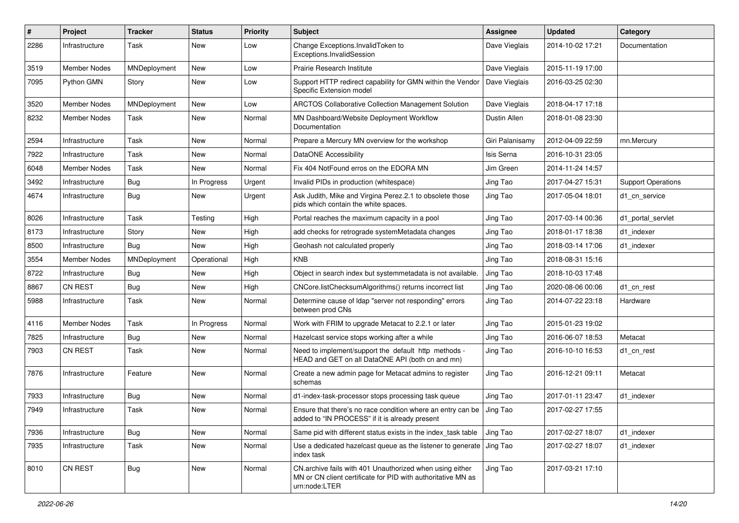| # | Project | Tracker | Status | Priority | Subject | Assignee | Updated | Category |
|---|---|---|---|---|---|---|---|---|
| 2286 | Infrastructure | Task | New | Low | Change Exceptions.InvalidToken to Exceptions.InvalidSession | Dave Vieglais | 2014-10-02 17:21 | Documentation |
| 3519 | Member Nodes | MNDeployment | New | Low | Prairie Research Institute | Dave Vieglais | 2015-11-19 17:00 | |
| 7095 | Python GMN | Story | New | Low | Support HTTP redirect capability for GMN within the Vendor Specific Extension model | Dave Vieglais | 2016-03-25 02:30 | |
| 3520 | Member Nodes | MNDeployment | New | Low | ARCTOS Collaborative Collection Management Solution | Dave Vieglais | 2018-04-17 17:18 | |
| 8232 | Member Nodes | Task | New | Normal | MN Dashboard/Website Deployment Workflow Documentation | Dustin Allen | 2018-01-08 23:30 | |
| 2594 | Infrastructure | Task | New | Normal | Prepare a Mercury MN overview for the workshop | Giri Palanisamy | 2012-04-09 22:59 | mn.Mercury |
| 7922 | Infrastructure | Task | New | Normal | DataONE Accessibility | Isis Serna | 2016-10-31 23:05 | |
| 6048 | Member Nodes | Task | New | Normal | Fix 404 NotFound erros on the EDORA MN | Jim Green | 2014-11-24 14:57 | |
| 3492 | Infrastructure | Bug | In Progress | Urgent | Invalid PIDs in production (whitespace) | Jing Tao | 2017-04-27 15:31 | Support Operations |
| 4674 | Infrastructure | Bug | New | Urgent | Ask Judith, Mike and Virgina Perez.2.1 to obsolete those pids which contain the white spaces. | Jing Tao | 2017-05-04 18:01 | d1_cn_service |
| 8026 | Infrastructure | Task | Testing | High | Portal reaches the maximum capacity in a pool | Jing Tao | 2017-03-14 00:36 | d1_portal_servlet |
| 8173 | Infrastructure | Story | New | High | add checks for retrograde systemMetadata changes | Jing Tao | 2018-01-17 18:38 | d1_indexer |
| 8500 | Infrastructure | Bug | New | High | Geohash not calculated properly | Jing Tao | 2018-03-14 17:06 | d1_indexer |
| 3554 | Member Nodes | MNDeployment | Operational | High | KNB | Jing Tao | 2018-08-31 15:16 | |
| 8722 | Infrastructure | Bug | New | High | Object in search index but systemmetadata is not available. | Jing Tao | 2018-10-03 17:48 | |
| 8867 | CN REST | Bug | New | High | CNCore.listChecksumAlgorithms() returns incorrect list | Jing Tao | 2020-08-06 00:06 | d1_cn_rest |
| 5988 | Infrastructure | Task | New | Normal | Determine cause of ldap "server not responding" errors between prod CNs | Jing Tao | 2014-07-22 23:18 | Hardware |
| 4116 | Member Nodes | Task | In Progress | Normal | Work with FRIM to upgrade Metacat to 2.2.1 or later | Jing Tao | 2015-01-23 19:02 | |
| 7825 | Infrastructure | Bug | New | Normal | Hazelcast service stops working after a while | Jing Tao | 2016-06-07 18:53 | Metacat |
| 7903 | CN REST | Task | New | Normal | Need to implement/support the default http methods - HEAD and GET on all DataONE API (both cn and mn) | Jing Tao | 2016-10-10 16:53 | d1_cn_rest |
| 7876 | Infrastructure | Feature | New | Normal | Create a new admin page for Metacat admins to register schemas | Jing Tao | 2016-12-21 09:11 | Metacat |
| 7933 | Infrastructure | Bug | New | Normal | d1-index-task-processor stops processing task queue | Jing Tao | 2017-01-11 23:47 | d1_indexer |
| 7949 | Infrastructure | Task | New | Normal | Ensure that there's no race condition where an entry can be added to "IN PROCESS" if it is already present | Jing Tao | 2017-02-27 17:55 | |
| 7936 | Infrastructure | Bug | New | Normal | Same pid with different status exists in the index_task table | Jing Tao | 2017-02-27 18:07 | d1_indexer |
| 7935 | Infrastructure | Task | New | Normal | Use a dedicated hazelcast queue as the listener to generate index task | Jing Tao | 2017-02-27 18:07 | d1_indexer |
| 8010 | CN REST | Bug | New | Normal | CN.archive fails with 401 Unauthorized when using either MN or CN client certificate for PID with authoritative MN as urn:node:LTER | Jing Tao | 2017-03-21 17:10 | |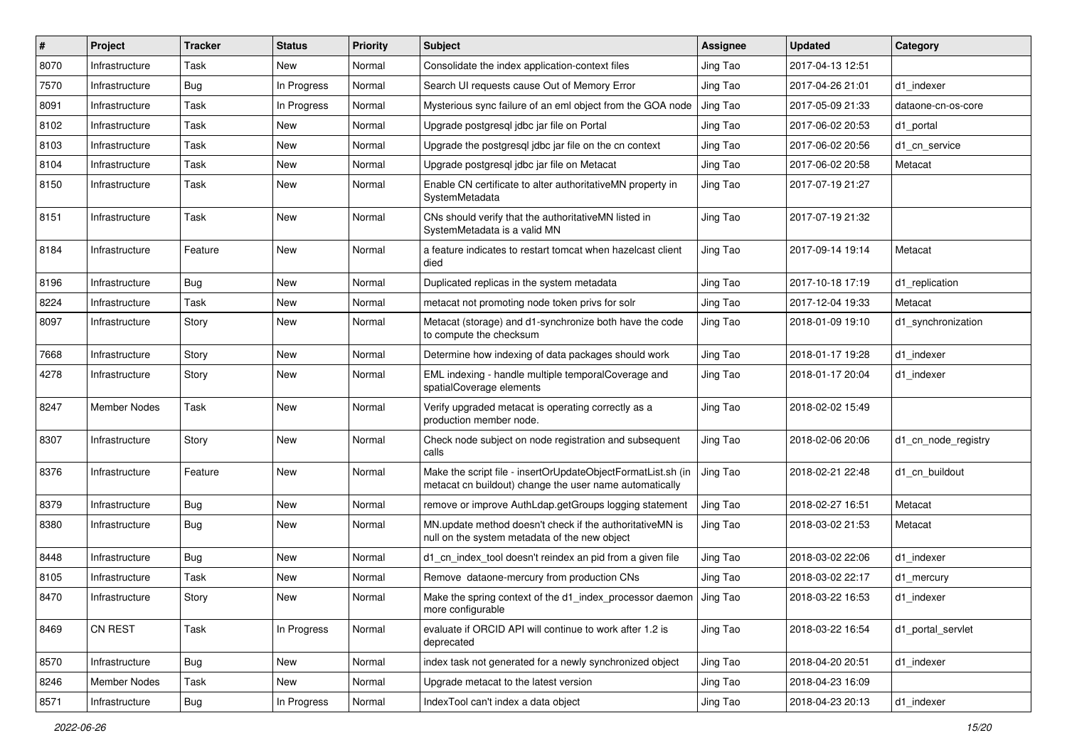| # | Project | Tracker | Status | Priority | Subject | Assignee | Updated | Category |
|---|---|---|---|---|---|---|---|---|
| 8070 | Infrastructure | Task | New | Normal | Consolidate the index application-context files | Jing Tao | 2017-04-13 12:51 | |
| 7570 | Infrastructure | Bug | In Progress | Normal | Search UI requests cause Out of Memory Error | Jing Tao | 2017-04-26 21:01 | d1_indexer |
| 8091 | Infrastructure | Task | In Progress | Normal | Mysterious sync failure of an eml object from the GOA node | Jing Tao | 2017-05-09 21:33 | dataone-cn-os-core |
| 8102 | Infrastructure | Task | New | Normal | Upgrade postgresql jdbc jar file on Portal | Jing Tao | 2017-06-02 20:53 | d1_portal |
| 8103 | Infrastructure | Task | New | Normal | Upgrade the postgresql jdbc jar file on the cn context | Jing Tao | 2017-06-02 20:56 | d1_cn_service |
| 8104 | Infrastructure | Task | New | Normal | Upgrade postgresql jdbc jar file on Metacat | Jing Tao | 2017-06-02 20:58 | Metacat |
| 8150 | Infrastructure | Task | New | Normal | Enable CN certificate to alter authoritativeMN property in SystemMetadata | Jing Tao | 2017-07-19 21:27 | |
| 8151 | Infrastructure | Task | New | Normal | CNs should verify that the authoritativeMN listed in SystemMetadata is a valid MN | Jing Tao | 2017-07-19 21:32 | |
| 8184 | Infrastructure | Feature | New | Normal | a feature indicates to restart tomcat when hazelcast client died | Jing Tao | 2017-09-14 19:14 | Metacat |
| 8196 | Infrastructure | Bug | New | Normal | Duplicated replicas in the system metadata | Jing Tao | 2017-10-18 17:19 | d1_replication |
| 8224 | Infrastructure | Task | New | Normal | metacat not promoting node token privs for solr | Jing Tao | 2017-12-04 19:33 | Metacat |
| 8097 | Infrastructure | Story | New | Normal | Metacat (storage) and d1-synchronize both have the code to compute the checksum | Jing Tao | 2018-01-09 19:10 | d1_synchronization |
| 7668 | Infrastructure | Story | New | Normal | Determine how indexing of data packages should work | Jing Tao | 2018-01-17 19:28 | d1_indexer |
| 4278 | Infrastructure | Story | New | Normal | EML indexing - handle multiple temporalCoverage and spatialCoverage elements | Jing Tao | 2018-01-17 20:04 | d1_indexer |
| 8247 | Member Nodes | Task | New | Normal | Verify upgraded metacat is operating correctly as a production member node. | Jing Tao | 2018-02-02 15:49 | |
| 8307 | Infrastructure | Story | New | Normal | Check node subject on node registration and subsequent calls | Jing Tao | 2018-02-06 20:06 | d1_cn_node_registry |
| 8376 | Infrastructure | Feature | New | Normal | Make the script file - insertOrUpdateObjectFormatList.sh (in metacat cn buildout) change the user name automatically | Jing Tao | 2018-02-21 22:48 | d1_cn_buildout |
| 8379 | Infrastructure | Bug | New | Normal | remove or improve AuthLdap.getGroups logging statement | Jing Tao | 2018-02-27 16:51 | Metacat |
| 8380 | Infrastructure | Bug | New | Normal | MN.update method doesn't check if the authoritativeMN is null on the system metadata of the new object | Jing Tao | 2018-03-02 21:53 | Metacat |
| 8448 | Infrastructure | Bug | New | Normal | d1_cn_index_tool doesn't reindex an pid from a given file | Jing Tao | 2018-03-02 22:06 | d1_indexer |
| 8105 | Infrastructure | Task | New | Normal | Remove dataone-mercury from production CNs | Jing Tao | 2018-03-02 22:17 | d1_mercury |
| 8470 | Infrastructure | Story | New | Normal | Make the spring context of the d1_index_processor daemon more configurable | Jing Tao | 2018-03-22 16:53 | d1_indexer |
| 8469 | CN REST | Task | In Progress | Normal | evaluate if ORCID API will continue to work after 1.2 is deprecated | Jing Tao | 2018-03-22 16:54 | d1_portal_servlet |
| 8570 | Infrastructure | Bug | New | Normal | index task not generated for a newly synchronized object | Jing Tao | 2018-04-20 20:51 | d1_indexer |
| 8246 | Member Nodes | Task | New | Normal | Upgrade metacat to the latest version | Jing Tao | 2018-04-23 16:09 | |
| 8571 | Infrastructure | Bug | In Progress | Normal | IndexTool can't index a data object | Jing Tao | 2018-04-23 20:13 | d1_indexer |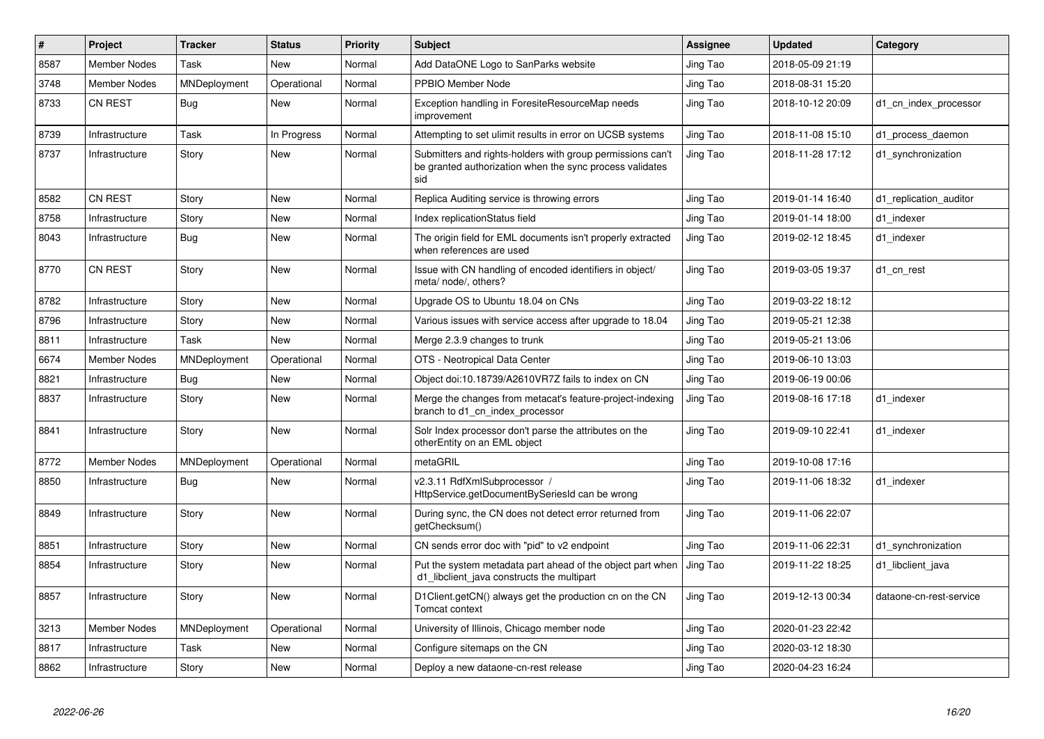| # | Project | Tracker | Status | Priority | Subject | Assignee | Updated | Category |
|---|---|---|---|---|---|---|---|---|
| 8587 | Member Nodes | Task | New | Normal | Add DataONE Logo to SanParks website | Jing Tao | 2018-05-09 21:19 | |
| 3748 | Member Nodes | MNDeployment | Operational | Normal | PPBIO Member Node | Jing Tao | 2018-08-31 15:20 | |
| 8733 | CN REST | Bug | New | Normal | Exception handling in ForesiteResourceMap needs improvement | Jing Tao | 2018-10-12 20:09 | d1_cn_index_processor |
| 8739 | Infrastructure | Task | In Progress | Normal | Attempting to set ulimit results in error on UCSB systems | Jing Tao | 2018-11-08 15:10 | d1_process_daemon |
| 8737 | Infrastructure | Story | New | Normal | Submitters and rights-holders with group permissions can't be granted authorization when the sync process validates sid | Jing Tao | 2018-11-28 17:12 | d1_synchronization |
| 8582 | CN REST | Story | New | Normal | Replica Auditing service is throwing errors | Jing Tao | 2019-01-14 16:40 | d1_replication_auditor |
| 8758 | Infrastructure | Story | New | Normal | Index replicationStatus field | Jing Tao | 2019-01-14 18:00 | d1_indexer |
| 8043 | Infrastructure | Bug | New | Normal | The origin field for EML documents isn't properly extracted when references are used | Jing Tao | 2019-02-12 18:45 | d1_indexer |
| 8770 | CN REST | Story | New | Normal | Issue with CN handling of encoded identifiers in object/ meta/ node/, others? | Jing Tao | 2019-03-05 19:37 | d1_cn_rest |
| 8782 | Infrastructure | Story | New | Normal | Upgrade OS to Ubuntu 18.04 on CNs | Jing Tao | 2019-03-22 18:12 | |
| 8796 | Infrastructure | Story | New | Normal | Various issues with service access after upgrade to 18.04 | Jing Tao | 2019-05-21 12:38 | |
| 8811 | Infrastructure | Task | New | Normal | Merge 2.3.9 changes to trunk | Jing Tao | 2019-05-21 13:06 | |
| 6674 | Member Nodes | MNDeployment | Operational | Normal | OTS - Neotropical Data Center | Jing Tao | 2019-06-10 13:03 | |
| 8821 | Infrastructure | Bug | New | Normal | Object doi:10.18739/A2610VR7Z fails to index on CN | Jing Tao | 2019-06-19 00:06 | |
| 8837 | Infrastructure | Story | New | Normal | Merge the changes from metacat's feature-project-indexing branch to d1_cn_index_processor | Jing Tao | 2019-08-16 17:18 | d1_indexer |
| 8841 | Infrastructure | Story | New | Normal | Solr Index processor don't parse the attributes on the otherEntity on an EML object | Jing Tao | 2019-09-10 22:41 | d1_indexer |
| 8772 | Member Nodes | MNDeployment | Operational | Normal | metaGRIL | Jing Tao | 2019-10-08 17:16 | |
| 8850 | Infrastructure | Bug | New | Normal | v2.3.11 RdfXmlSubprocessor / HttpService.getDocumentBySeriesId can be wrong | Jing Tao | 2019-11-06 18:32 | d1_indexer |
| 8849 | Infrastructure | Story | New | Normal | During sync, the CN does not detect error returned from getChecksum() | Jing Tao | 2019-11-06 22:07 | |
| 8851 | Infrastructure | Story | New | Normal | CN sends error doc with "pid" to v2 endpoint | Jing Tao | 2019-11-06 22:31 | d1_synchronization |
| 8854 | Infrastructure | Story | New | Normal | Put the system metadata part ahead of the object part when d1_libclient_java constructs the multipart | Jing Tao | 2019-11-22 18:25 | d1_libclient_java |
| 8857 | Infrastructure | Story | New | Normal | D1Client.getCN() always get the production cn on the CN Tomcat context | Jing Tao | 2019-12-13 00:34 | dataone-cn-rest-service |
| 3213 | Member Nodes | MNDeployment | Operational | Normal | University of Illinois, Chicago member node | Jing Tao | 2020-01-23 22:42 | |
| 8817 | Infrastructure | Task | New | Normal | Configure sitemaps on the CN | Jing Tao | 2020-03-12 18:30 | |
| 8862 | Infrastructure | Story | New | Normal | Deploy a new dataone-cn-rest release | Jing Tao | 2020-04-23 16:24 | |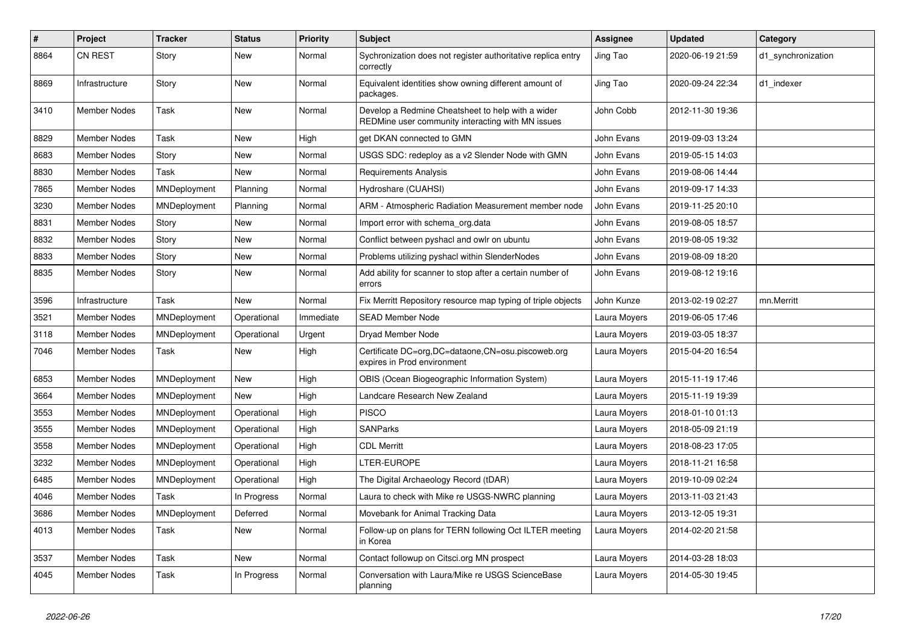| # | Project | Tracker | Status | Priority | Subject | Assignee | Updated | Category |
|---|---|---|---|---|---|---|---|---|
| 8864 | CN REST | Story | New | Normal | Sychronization does not register authoritative replica entry correctly | Jing Tao | 2020-06-19 21:59 | d1_synchronization |
| 8869 | Infrastructure | Story | New | Normal | Equivalent identities show owning different amount of packages. | Jing Tao | 2020-09-24 22:34 | d1_indexer |
| 3410 | Member Nodes | Task | New | Normal | Develop a Redmine Cheatsheet to help with a wider REDMine user community interacting with MN issues | John Cobb | 2012-11-30 19:36 | |
| 8829 | Member Nodes | Task | New | High | get DKAN connected to GMN | John Evans | 2019-09-03 13:24 | |
| 8683 | Member Nodes | Story | New | Normal | USGS SDC: redeploy as a v2 Slender Node with GMN | John Evans | 2019-05-15 14:03 | |
| 8830 | Member Nodes | Task | New | Normal | Requirements Analysis | John Evans | 2019-08-06 14:44 | |
| 7865 | Member Nodes | MNDeployment | Planning | Normal | Hydroshare (CUAHSI) | John Evans | 2019-09-17 14:33 | |
| 3230 | Member Nodes | MNDeployment | Planning | Normal | ARM - Atmospheric Radiation Measurement member node | John Evans | 2019-11-25 20:10 | |
| 8831 | Member Nodes | Story | New | Normal | Import error with schema_org.data | John Evans | 2019-08-05 18:57 | |
| 8832 | Member Nodes | Story | New | Normal | Conflict between pyshacl and owlr on ubuntu | John Evans | 2019-08-05 19:32 | |
| 8833 | Member Nodes | Story | New | Normal | Problems utilizing pyshacl within SlenderNodes | John Evans | 2019-08-09 18:20 | |
| 8835 | Member Nodes | Story | New | Normal | Add ability for scanner to stop after a certain number of errors | John Evans | 2019-08-12 19:16 | |
| 3596 | Infrastructure | Task | New | Normal | Fix Merritt Repository resource map typing of triple objects | John Kunze | 2013-02-19 02:27 | mn.Merritt |
| 3521 | Member Nodes | MNDeployment | Operational | Immediate | SEAD Member Node | Laura Moyers | 2019-06-05 17:46 | |
| 3118 | Member Nodes | MNDeployment | Operational | Urgent | Dryad Member Node | Laura Moyers | 2019-03-05 18:37 | |
| 7046 | Member Nodes | Task | New | High | Certificate DC=org,DC=dataone,CN=osu.piscoweb.org expires in Prod environment | Laura Moyers | 2015-04-20 16:54 | |
| 6853 | Member Nodes | MNDeployment | New | High | OBIS (Ocean Biogeographic Information System) | Laura Moyers | 2015-11-19 17:46 | |
| 3664 | Member Nodes | MNDeployment | New | High | Landcare Research New Zealand | Laura Moyers | 2015-11-19 19:39 | |
| 3553 | Member Nodes | MNDeployment | Operational | High | PISCO | Laura Moyers | 2018-01-10 01:13 | |
| 3555 | Member Nodes | MNDeployment | Operational | High | SANParks | Laura Moyers | 2018-05-09 21:19 | |
| 3558 | Member Nodes | MNDeployment | Operational | High | CDL Merritt | Laura Moyers | 2018-08-23 17:05 | |
| 3232 | Member Nodes | MNDeployment | Operational | High | LTER-EUROPE | Laura Moyers | 2018-11-21 16:58 | |
| 6485 | Member Nodes | MNDeployment | Operational | High | The Digital Archaeology Record (tDAR) | Laura Moyers | 2019-10-09 02:24 | |
| 4046 | Member Nodes | Task | In Progress | Normal | Laura to check with Mike re USGS-NWRC planning | Laura Moyers | 2013-11-03 21:43 | |
| 3686 | Member Nodes | MNDeployment | Deferred | Normal | Movebank for Animal Tracking Data | Laura Moyers | 2013-12-05 19:31 | |
| 4013 | Member Nodes | Task | New | Normal | Follow-up on plans for TERN following Oct ILTER meeting in Korea | Laura Moyers | 2014-02-20 21:58 | |
| 3537 | Member Nodes | Task | New | Normal | Contact followup on Citsci.org MN prospect | Laura Moyers | 2014-03-28 18:03 | |
| 4045 | Member Nodes | Task | In Progress | Normal | Conversation with Laura/Mike re USGS ScienceBase planning | Laura Moyers | 2014-05-30 19:45 | |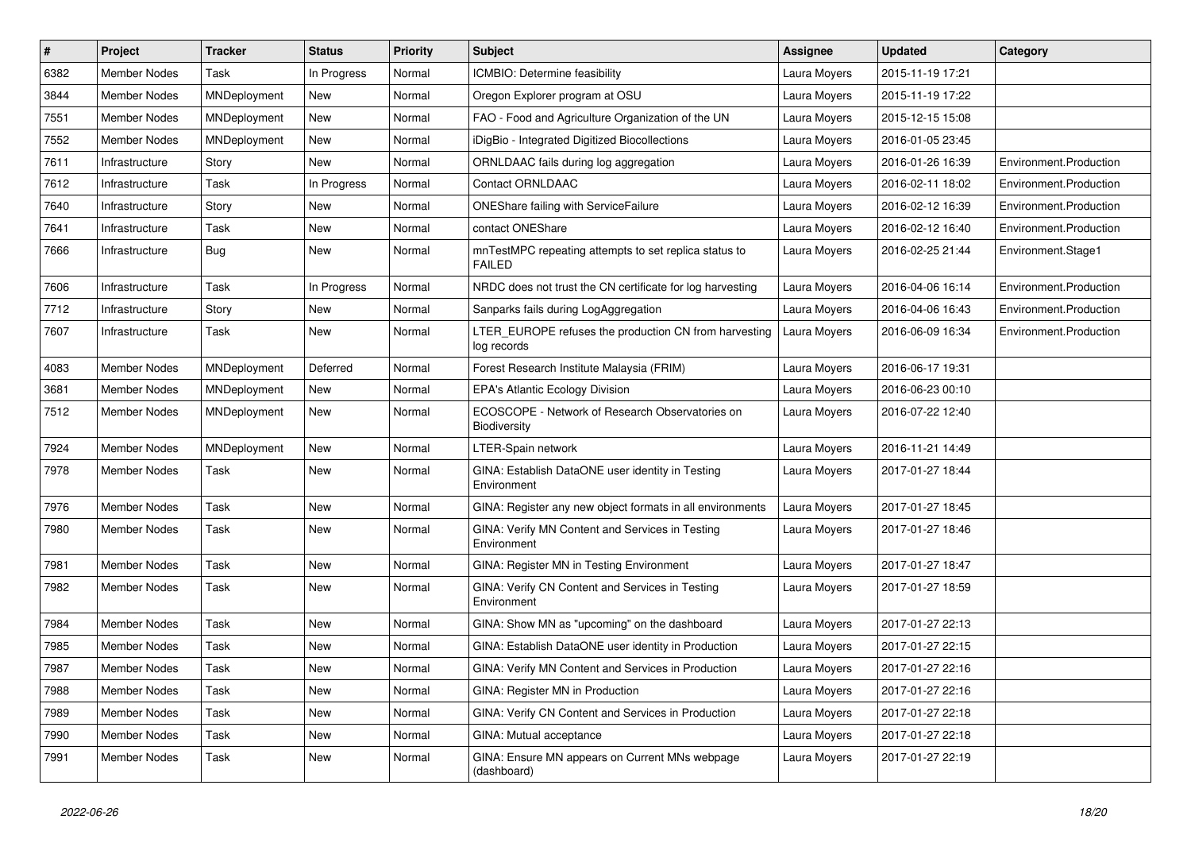| # | Project | Tracker | Status | Priority | Subject | Assignee | Updated | Category |
|---|---|---|---|---|---|---|---|---|
| 6382 | Member Nodes | Task | In Progress | Normal | ICMBIO: Determine feasibility | Laura Moyers | 2015-11-19 17:21 | |
| 3844 | Member Nodes | MNDeployment | New | Normal | Oregon Explorer program at OSU | Laura Moyers | 2015-11-19 17:22 | |
| 7551 | Member Nodes | MNDeployment | New | Normal | FAO - Food and Agriculture Organization of the UN | Laura Moyers | 2015-12-15 15:08 | |
| 7552 | Member Nodes | MNDeployment | New | Normal | iDigBio - Integrated Digitized Biocollections | Laura Moyers | 2016-01-05 23:45 | |
| 7611 | Infrastructure | Story | New | Normal | ORNLDAAC fails during log aggregation | Laura Moyers | 2016-01-26 16:39 | Environment.Production |
| 7612 | Infrastructure | Task | In Progress | Normal | Contact ORNLDAAC | Laura Moyers | 2016-02-11 18:02 | Environment.Production |
| 7640 | Infrastructure | Story | New | Normal | ONEShare failing with ServiceFailure | Laura Moyers | 2016-02-12 16:39 | Environment.Production |
| 7641 | Infrastructure | Task | New | Normal | contact ONEShare | Laura Moyers | 2016-02-12 16:40 | Environment.Production |
| 7666 | Infrastructure | Bug | New | Normal | mnTestMPC repeating attempts to set replica status to FAILED | Laura Moyers | 2016-02-25 21:44 | Environment.Stage1 |
| 7606 | Infrastructure | Task | In Progress | Normal | NRDC does not trust the CN certificate for log harvesting | Laura Moyers | 2016-04-06 16:14 | Environment.Production |
| 7712 | Infrastructure | Story | New | Normal | Sanparks fails during LogAggregation | Laura Moyers | 2016-04-06 16:43 | Environment.Production |
| 7607 | Infrastructure | Task | New | Normal | LTER_EUROPE refuses the production CN from harvesting log records | Laura Moyers | 2016-06-09 16:34 | Environment.Production |
| 4083 | Member Nodes | MNDeployment | Deferred | Normal | Forest Research Institute Malaysia (FRIM) | Laura Moyers | 2016-06-17 19:31 | |
| 3681 | Member Nodes | MNDeployment | New | Normal | EPA's Atlantic Ecology Division | Laura Moyers | 2016-06-23 00:10 | |
| 7512 | Member Nodes | MNDeployment | New | Normal | ECOSCOPE - Network of Research Observatories on Biodiversity | Laura Moyers | 2016-07-22 12:40 | |
| 7924 | Member Nodes | MNDeployment | New | Normal | LTER-Spain network | Laura Moyers | 2016-11-21 14:49 | |
| 7978 | Member Nodes | Task | New | Normal | GINA: Establish DataONE user identity in Testing Environment | Laura Moyers | 2017-01-27 18:44 | |
| 7976 | Member Nodes | Task | New | Normal | GINA: Register any new object formats in all environments | Laura Moyers | 2017-01-27 18:45 | |
| 7980 | Member Nodes | Task | New | Normal | GINA: Verify MN Content and Services in Testing Environment | Laura Moyers | 2017-01-27 18:46 | |
| 7981 | Member Nodes | Task | New | Normal | GINA: Register MN in Testing Environment | Laura Moyers | 2017-01-27 18:47 | |
| 7982 | Member Nodes | Task | New | Normal | GINA: Verify CN Content and Services in Testing Environment | Laura Moyers | 2017-01-27 18:59 | |
| 7984 | Member Nodes | Task | New | Normal | GINA: Show MN as "upcoming" on the dashboard | Laura Moyers | 2017-01-27 22:13 | |
| 7985 | Member Nodes | Task | New | Normal | GINA: Establish DataONE user identity in Production | Laura Moyers | 2017-01-27 22:15 | |
| 7987 | Member Nodes | Task | New | Normal | GINA: Verify MN Content and Services in Production | Laura Moyers | 2017-01-27 22:16 | |
| 7988 | Member Nodes | Task | New | Normal | GINA: Register MN in Production | Laura Moyers | 2017-01-27 22:16 | |
| 7989 | Member Nodes | Task | New | Normal | GINA: Verify CN Content and Services in Production | Laura Moyers | 2017-01-27 22:18 | |
| 7990 | Member Nodes | Task | New | Normal | GINA: Mutual acceptance | Laura Moyers | 2017-01-27 22:18 | |
| 7991 | Member Nodes | Task | New | Normal | GINA: Ensure MN appears on Current MNs webpage (dashboard) | Laura Moyers | 2017-01-27 22:19 | |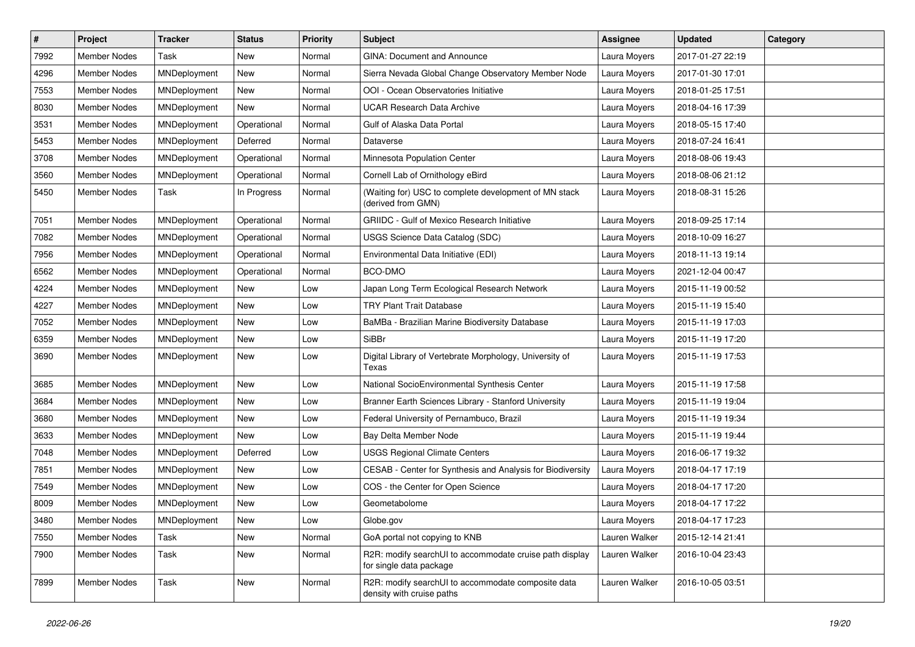| # | Project | Tracker | Status | Priority | Subject | Assignee | Updated | Category |
|---|---|---|---|---|---|---|---|---|
| 7992 | Member Nodes | Task | New | Normal | GINA: Document and Announce | Laura Moyers | 2017-01-27 22:19 | |
| 4296 | Member Nodes | MNDeployment | New | Normal | Sierra Nevada Global Change Observatory Member Node | Laura Moyers | 2017-01-30 17:01 | |
| 7553 | Member Nodes | MNDeployment | New | Normal | OOI - Ocean Observatories Initiative | Laura Moyers | 2018-01-25 17:51 | |
| 8030 | Member Nodes | MNDeployment | New | Normal | UCAR Research Data Archive | Laura Moyers | 2018-04-16 17:39 | |
| 3531 | Member Nodes | MNDeployment | Operational | Normal | Gulf of Alaska Data Portal | Laura Moyers | 2018-05-15 17:40 | |
| 5453 | Member Nodes | MNDeployment | Deferred | Normal | Dataverse | Laura Moyers | 2018-07-24 16:41 | |
| 3708 | Member Nodes | MNDeployment | Operational | Normal | Minnesota Population Center | Laura Moyers | 2018-08-06 19:43 | |
| 3560 | Member Nodes | MNDeployment | Operational | Normal | Cornell Lab of Ornithology eBird | Laura Moyers | 2018-08-06 21:12 | |
| 5450 | Member Nodes | Task | In Progress | Normal | (Waiting for) USC to complete development of MN stack (derived from GMN) | Laura Moyers | 2018-08-31 15:26 | |
| 7051 | Member Nodes | MNDeployment | Operational | Normal | GRIIDC - Gulf of Mexico Research Initiative | Laura Moyers | 2018-09-25 17:14 | |
| 7082 | Member Nodes | MNDeployment | Operational | Normal | USGS Science Data Catalog (SDC) | Laura Moyers | 2018-10-09 16:27 | |
| 7956 | Member Nodes | MNDeployment | Operational | Normal | Environmental Data Initiative (EDI) | Laura Moyers | 2018-11-13 19:14 | |
| 6562 | Member Nodes | MNDeployment | Operational | Normal | BCO-DMO | Laura Moyers | 2021-12-04 00:47 | |
| 4224 | Member Nodes | MNDeployment | New | Low | Japan Long Term Ecological Research Network | Laura Moyers | 2015-11-19 00:52 | |
| 4227 | Member Nodes | MNDeployment | New | Low | TRY Plant Trait Database | Laura Moyers | 2015-11-19 15:40 | |
| 7052 | Member Nodes | MNDeployment | New | Low | BaMBa - Brazilian Marine Biodiversity Database | Laura Moyers | 2015-11-19 17:03 | |
| 6359 | Member Nodes | MNDeployment | New | Low | SiBBr | Laura Moyers | 2015-11-19 17:20 | |
| 3690 | Member Nodes | MNDeployment | New | Low | Digital Library of Vertebrate Morphology, University of Texas | Laura Moyers | 2015-11-19 17:53 | |
| 3685 | Member Nodes | MNDeployment | New | Low | National SocioEnvironmental Synthesis Center | Laura Moyers | 2015-11-19 17:58 | |
| 3684 | Member Nodes | MNDeployment | New | Low | Branner Earth Sciences Library - Stanford University | Laura Moyers | 2015-11-19 19:04 | |
| 3680 | Member Nodes | MNDeployment | New | Low | Federal University of Pernambuco, Brazil | Laura Moyers | 2015-11-19 19:34 | |
| 3633 | Member Nodes | MNDeployment | New | Low | Bay Delta Member Node | Laura Moyers | 2015-11-19 19:44 | |
| 7048 | Member Nodes | MNDeployment | Deferred | Low | USGS Regional Climate Centers | Laura Moyers | 2016-06-17 19:32 | |
| 7851 | Member Nodes | MNDeployment | New | Low | CESAB - Center for Synthesis and Analysis for Biodiversity | Laura Moyers | 2018-04-17 17:19 | |
| 7549 | Member Nodes | MNDeployment | New | Low | COS - the Center for Open Science | Laura Moyers | 2018-04-17 17:20 | |
| 8009 | Member Nodes | MNDeployment | New | Low | Geometabolome | Laura Moyers | 2018-04-17 17:22 | |
| 3480 | Member Nodes | MNDeployment | New | Low | Globe.gov | Laura Moyers | 2018-04-17 17:23 | |
| 7550 | Member Nodes | Task | New | Normal | GoA portal not copying to KNB | Lauren Walker | 2015-12-14 21:41 | |
| 7900 | Member Nodes | Task | New | Normal | R2R: modify searchUI to accommodate cruise path display for single data package | Lauren Walker | 2016-10-04 23:43 | |
| 7899 | Member Nodes | Task | New | Normal | R2R: modify searchUI to accommodate composite data density with cruise paths | Lauren Walker | 2016-10-05 03:51 | |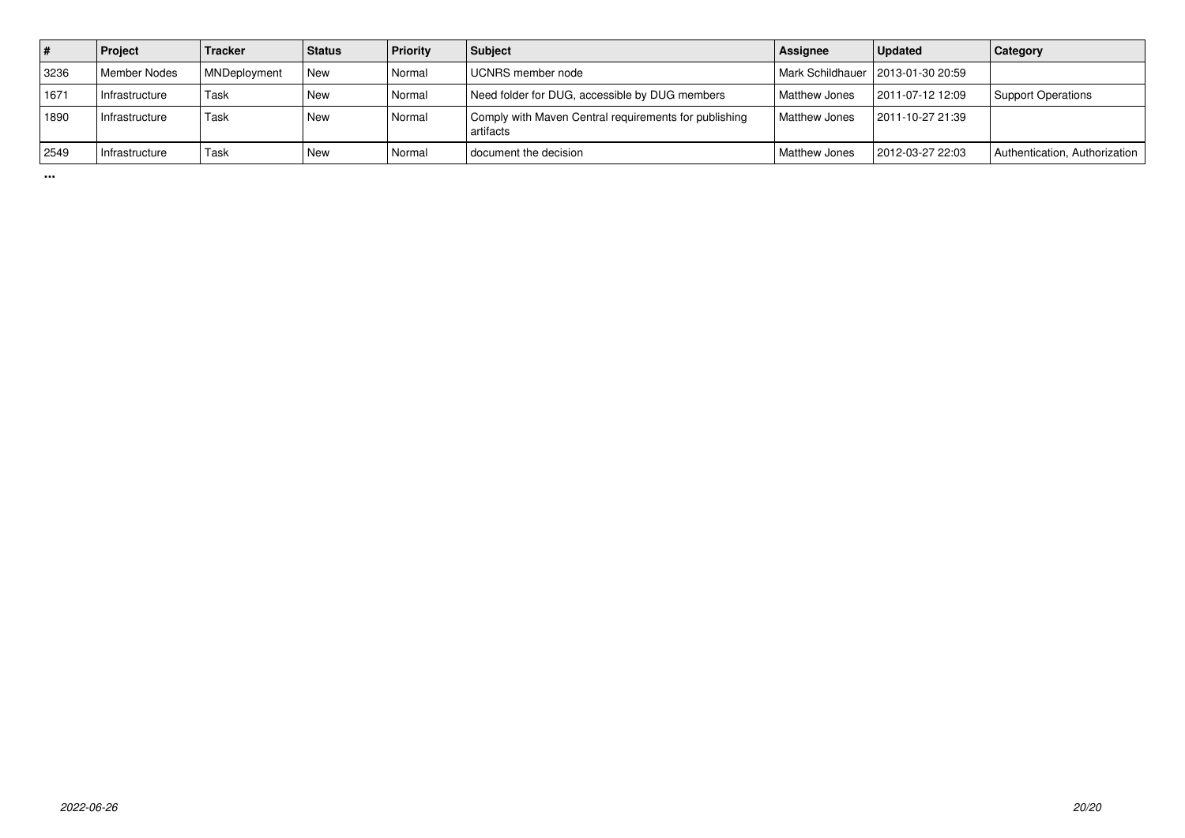| # | Project | Tracker | Status | Priority | Subject | Assignee | Updated | Category |
|---|---|---|---|---|---|---|---|---|
| 3236 | Member Nodes | MNDeployment | New | Normal | UCNRS member node | Mark Schildhauer | 2013-01-30 20:59 | |
| 1671 | Infrastructure | Task | New | Normal | Need folder for DUG, accessible by DUG members | Matthew Jones | 2011-07-12 12:09 | Support Operations |
| 1890 | Infrastructure | Task | New | Normal | Comply with Maven Central requirements for publishing artifacts | Matthew Jones | 2011-10-27 21:39 | |
| 2549 | Infrastructure | Task | New | Normal | document the decision | Matthew Jones | 2012-03-27 22:03 | Authentication, Authorization |

...

2022-06-26